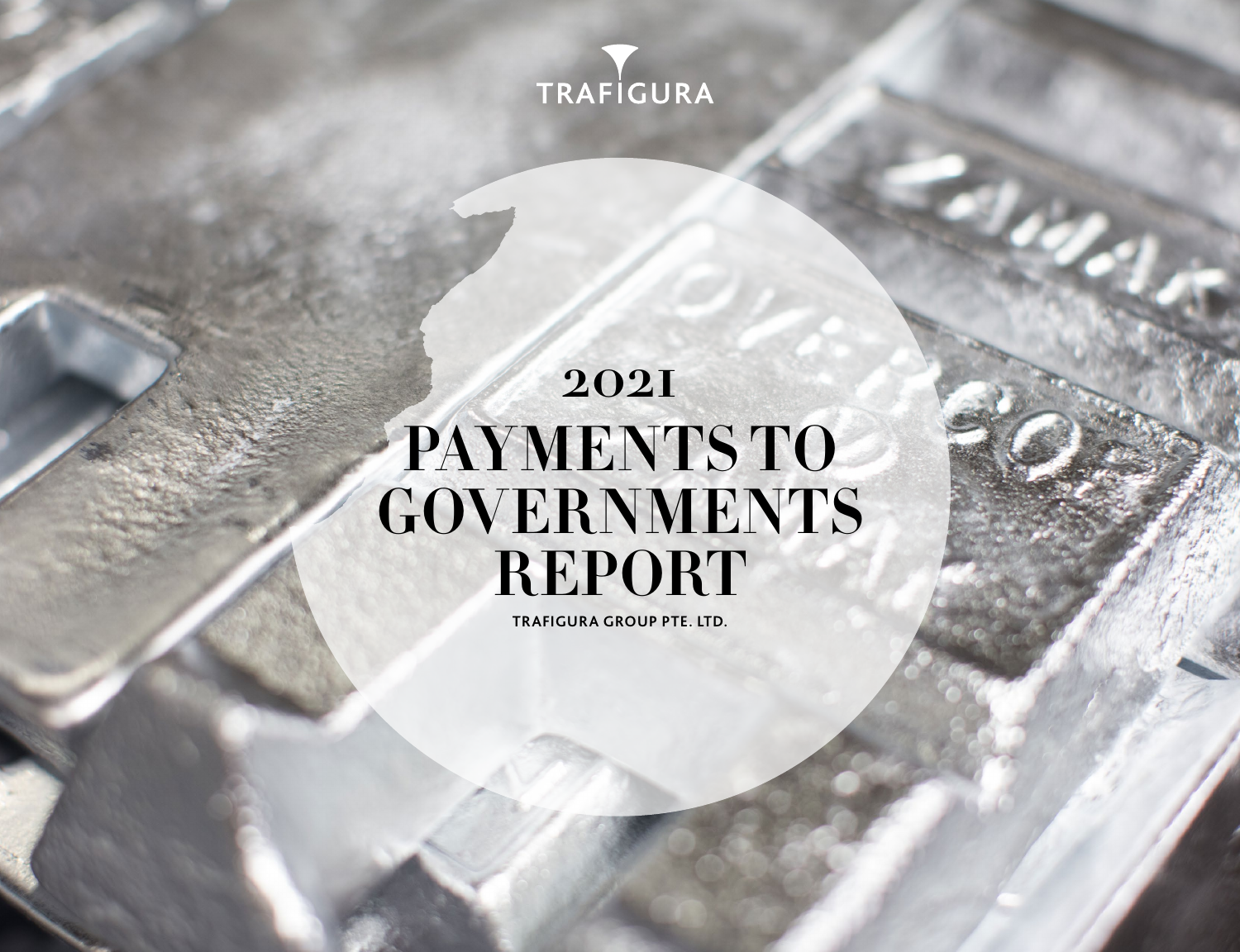TRAFIGURA

# 2021 PAYMENTS TO GOVERNMENTS REPORT

TRAFIGURA GROUP PTE. LTD.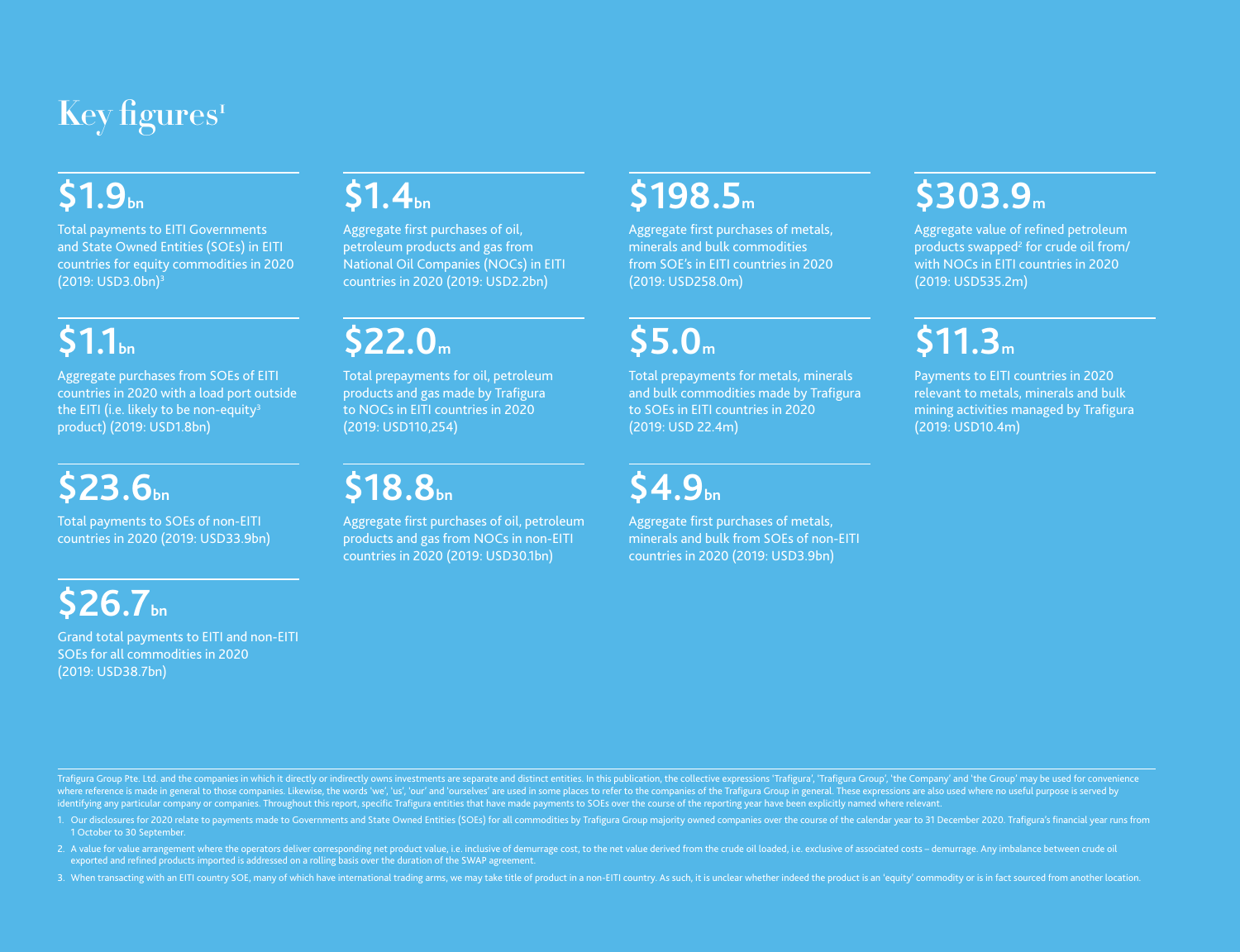# Key figures[1]

**$1.9bn**

Total payments to EITI Governments and State Owned Entities (SOEs) in EITI countries for equity commodities in 2020 (2019: USD3.0bn)[3]

**$1.1bn**

Aggregate purchases from SOEs of EITI countries in 2020 with a load port outside the EITI (i.e. likely to be non-equity[3] product) (2019: USD1.8bn)

**$23.6bn**

Total payments to SOEs of non-EITI countries in 2020 (2019: USD33.9bn)

**$26.7bn**

Grand total payments to EITI and non-EITI SOEs for all commodities in 2020 (2019: USD38.7bn)

**$1.4bn**

Aggregate first purchases of oil, petroleum products and gas from National Oil Companies (NOCs) in EITI countries in 2020 (2019: USD2.2bn)

**$22.0m**

Total prepayments for oil, petroleum products and gas made by Trafigura to NOCs in EITI countries in 2020 (2019: USD110,254)

**$18.8bn**

Aggregate first purchases of oil, petroleum products and gas from NOCs in non-EITI countries in 2020 (2019: USD30.1bn)

**$198.5m**

Aggregate first purchases of metals, minerals and bulk commodities from SOE's in EITI countries in 2020 (2019: USD258.0m)

**$5.0m**

Total prepayments for metals, minerals and bulk commodities made by Trafigura to SOEs in EITI countries in 2020 (2019: USD 22.4m)

**$4.9bn**

Aggregate first purchases of metals, minerals and bulk from SOEs of non-EITI countries in 2020 (2019: USD3.9bn)

**$303.9m**

Aggregate value of refined petroleum products swapped[2] for crude oil from/with NOCs in EITI countries in 2020 (2019: USD535.2m)

**$11.3m**

Payments to EITI countries in 2020 relevant to metals, minerals and bulk mining activities managed by Trafigura (2019: USD10.4m)

---

Trafigura Group Pte. Ltd. and the companies in which it directly or indirectly owns investments are separate and distinct entities. In this publication, the collective expressions 'Trafigura', 'Trafigura Group', 'the Company' and 'the Group' may be used for convenience where reference is made in general to those companies. Likewise, the words 'we', 'us', 'our' and 'ourselves' are used in some places to refer to the companies of the Trafigura Group in general. These expressions are also used where no useful purpose is served by identifying any particular company or companies. Throughout this report, specific Trafigura entities that have made payments to SOEs over the course of the reporting year have been explicitly named where relevant.

1. Our disclosures for 2020 relate to payments made to Governments and State Owned Entities (SOEs) for all commodities by Trafigura Group majority owned companies over the course of the calendar year to 31 December 2020. Trafigura's financial year runs from 1 October to 30 September.
2. A value for value arrangement where the operators deliver corresponding net product value, i.e. inclusive of demurrage cost, to the net value derived from the crude oil loaded, i.e. exclusive of associated costs – demurrage. Any imbalance between crude oil exported and refined products imported is addressed on a rolling basis over the duration of the SWAP agreement.
3. When transacting with an EITI country SOE, many of which have international trading arms, we may take title of product in a non-EITI country. As such, it is unclear whether indeed the product is an 'equity' commodity or is in fact sourced from another location.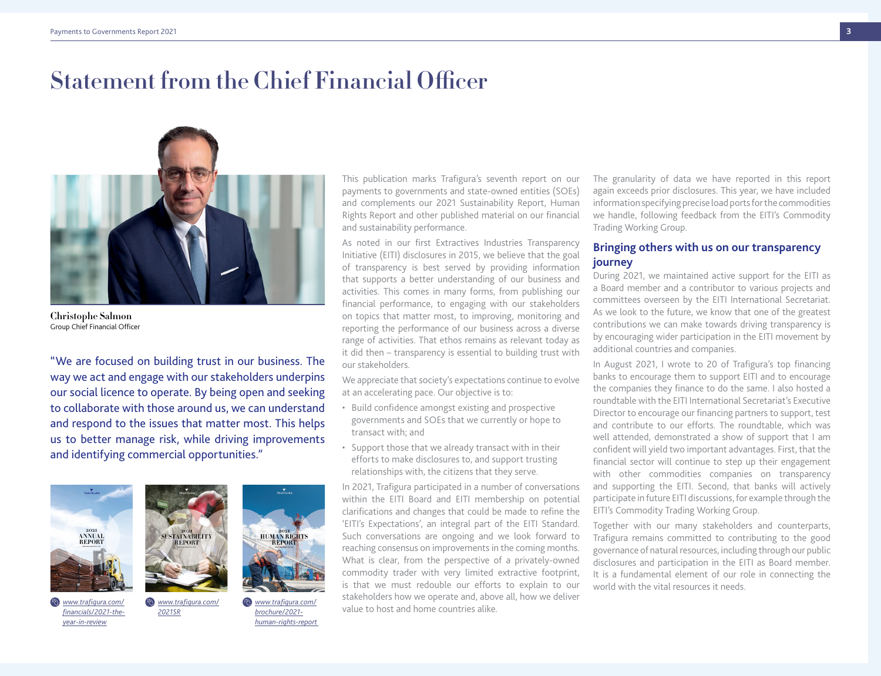# Statement from the Chief Financial Officer

**Christophe Salmon**
Group Chief Financial Officer

"We are focused on building trust in our business. The way we act and engage with our stakeholders underpins our social licence to operate. By being open and seeking to collaborate with those around us, we can understand and respond to the issues that matter most. This helps us to better manage risk, while driving improvements and identifying commercial opportunities."

*www.trafigura.com/financials/2021-the-year-in-review*

*www.trafigura.com/2021SR*

*www.trafigura.com/brochure/2021-human-rights-report*

This publication marks Trafigura's seventh report on our payments to governments and state-owned entities (SOEs) and complements our 2021 Sustainability Report, Human Rights Report and other published material on our financial and sustainability performance.

As noted in our first Extractives Industries Transparency Initiative (EITI) disclosures in 2015, we believe that the goal of transparency is best served by providing information that supports a better understanding of our business and activities. This comes in many forms, from publishing our financial performance, to engaging with our stakeholders on topics that matter most, to improving, monitoring and reporting the performance of our business across a diverse range of activities. That ethos remains as relevant today as it did then – transparency is essential to building trust with our stakeholders.

We appreciate that society's expectations continue to evolve at an accelerating pace. Our objective is to:

- Build confidence amongst existing and prospective governments and SOEs that we currently or hope to transact with; and
- Support those that we already transact with in their efforts to make disclosures to, and support trusting relationships with, the citizens that they serve.

In 2021, Trafigura participated in a number of conversations within the EITI Board and EITI membership on potential clarifications and changes that could be made to refine the 'EITI's Expectations', an integral part of the EITI Standard. Such conversations are ongoing and we look forward to reaching consensus on improvements in the coming months. What is clear, from the perspective of a privately-owned commodity trader with very limited extractive footprint, is that we must redouble our efforts to explain to our stakeholders how we operate and, above all, how we deliver value to host and home countries alike.

The granularity of data we have reported in this report again exceeds prior disclosures. This year, we have included information specifying precise load ports for the commodities we handle, following feedback from the EITI's Commodity Trading Working Group.

## Bringing others with us on our transparency journey

During 2021, we maintained active support for the EITI as a Board member and a contributor to various projects and committees overseen by the EITI International Secretariat. As we look to the future, we know that one of the greatest contributions we can make towards driving transparency is by encouraging wider participation in the EITI movement by additional countries and companies.

In August 2021, I wrote to 20 of Trafigura's top financing banks to encourage them to support EITI and to encourage the companies they finance to do the same. I also hosted a roundtable with the EITI International Secretariat's Executive Director to encourage our financing partners to support, test and contribute to our efforts. The roundtable, which was well attended, demonstrated a show of support that I am confident will yield two important advantages. First, that the financial sector will continue to step up their engagement with other commodities companies on transparency and supporting the EITI. Second, that banks will actively participate in future EITI discussions, for example through the EITI's Commodity Trading Working Group.

Together with our many stakeholders and counterparts, Trafigura remains committed to contributing to the good governance of natural resources, including through our public disclosures and participation in the EITI as Board member. It is a fundamental element of our role in connecting the world with the vital resources it needs.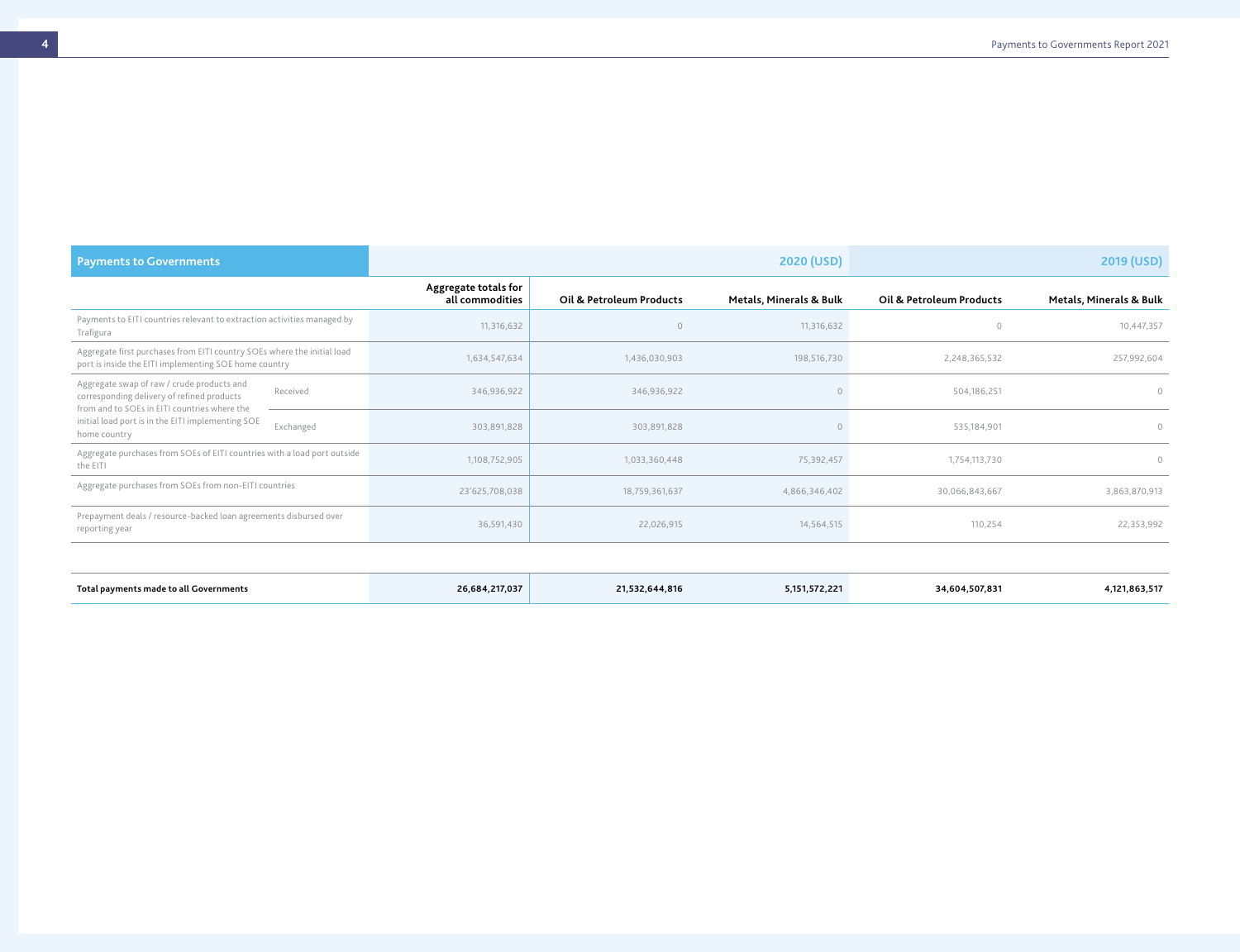| Payments to Governments | | 2020 (USD) | | 2019 (USD) | |
|---|---|---|---|---|---|
| | Aggregate totals for all commodities | Oil & Petroleum Products | Metals, Minerals & Bulk | Oil & Petroleum Products | Metals, Minerals & Bulk |
| Payments to EITI countries relevant to extraction activities managed by Trafigura | 11,316,632 | 0 | 11,316,632 | 0 | 10,447,357 |
| Aggregate first purchases from EITI country SOEs where the initial load port is inside the EITI implementing SOE home country | 1,634,547,634 | 1,436,030,903 | 198,516,730 | 2,248,365,532 | 257,992,604 |
| Aggregate swap of raw / crude products and corresponding delivery of refined products from and to SOEs in EITI countries where the initial load port is in the EITI implementing SOE home country – Received | 346,936,922 | 346,936,922 | 0 | 504,186,251 | 0 |
| Aggregate swap of raw / crude products and corresponding delivery of refined products from and to SOEs in EITI countries where the initial load port is in the EITI implementing SOE home country – Exchanged | 303,891,828 | 303,891,828 | 0 | 535,184,901 | 0 |
| Aggregate purchases from SOEs of EITI countries with a load port outside the EITI | 1,108,752,905 | 1,033,360,448 | 75,392,457 | 1,754,113,730 | 0 |
| Aggregate purchases from SOEs from non-EITI countries | 23'625,708,038 | 18,759,361,637 | 4,866,346,402 | 30,066,843,667 | 3,863,870,913 |
| Prepayment deals / resource-backed loan agreements disbursed over reporting year | 36,591,430 | 22,026,915 | 14,564,515 | 110,254 | 22,353,992 |
| **Total payments made to all Governments** | **26,684,217,037** | **21,532,644,816** | **5,151,572,221** | **34,604,507,831** | **4,121,863,517** |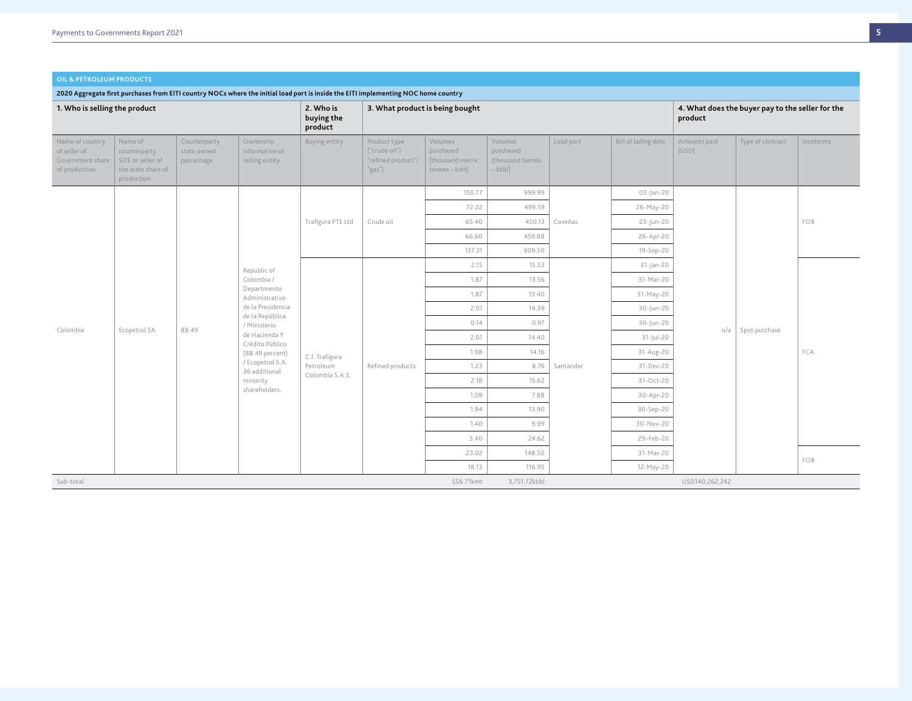## OIL & PETROLEUM PRODUCTS

**2020 Aggregate first purchases from EITI country NOCs where the initial load port is inside the EITI implementing NOC home country**

| 1. Who is selling the product | | | | 2. Who is buying the product | 3. What product is being bought | | | | | 4. What does the buyer pay to the seller for the product | | |
|---|---|---|---|---|---|---|---|---|---|---|---|---|
| Name of country of seller of Government share of production | Name of counterparty SOE or seller of the state share of production | Counterparty state owned percentage | Ownership information of selling entity | Buying entity | Product type ("crude oil"/ "refined product"/ "gas") | Volumes purchased (thousand metric tonnes – kmt) | Volumes purchased (thousand barrels – kbbl) | Load port | Bill of lading date | Amounts paid (USD) | Type of contract | Incoterms |
| Colombia | Ecopetrol SA | 88.49 | Republic of Colombia / Departmento Administrativo de la Presidencia de la República / Ministerio de Hacienda Y Crédito Público (88.49 percent) / Ecopetrol S.A. 36 additional minority shareholders. | Trafigura PTE Ltd | Crude oil | 150.77 | 999.99 | Coveñas | 03-Jan-20 | n/a | Spot purchase | FOB |
| | | | | | | 72.22 | 499.59 | | 26-May-20 | | | |
| | | | | | | 65.40 | 450.13 | | 23-Jun-20 | | | |
| | | | | | | 66.60 | 459.88 | | 26-Apr-20 | | | |
| | | | | | | 137.31 | 909.50 | | 19-Sep-20 | | | |
| | | | | C.I. Trafigura Petroleum Colombia S.A.S. | Refined products | 2.15 | 15.53 | Santander | 31-Jan-20 | | | FCA |
| | | | | | | 1.87 | 13.56 | | 31-Mar-20 | | | |
| | | | | | | 1.87 | 13.40 | | 31-May-20 | | | |
| | | | | | | 2.01 | 14.39 | | 30-Jun-20 | | | |
| | | | | | | 0.14 | 0.97 | | 30-Jun-20 | | | |
| | | | | | | 2.01 | 14.40 | | 31-Jul-20 | | | |
| | | | | | | 1.98 | 14.16 | | 31-Aug-20 | | | |
| | | | | | | 1.23 | 8.76 | | 31-Dec-20 | | | |
| | | | | | | 2.18 | 15.62 | | 31-Oct-20 | | | |
| | | | | | | 1.09 | 7.88 | | 30-Apr-20 | | | |
| | | | | | | 1.94 | 13.90 | | 30-Sep-20 | | | |
| | | | | | | 1.40 | 9.99 | | 30-Nov-20 | | | |
| | | | | | | 3.40 | 24.62 | | 29-Feb-20 | | | |
| | | | | | | 23.02 | 148.50 | | 31-Mar-20 | | | FOB |
| | | | | | | 18.13 | 116.95 | | 12-May-20 | | | |
| Sub-total | | | | | | 556.71kmt | 3,751.72kbbl | | | USD140,262,242 | | |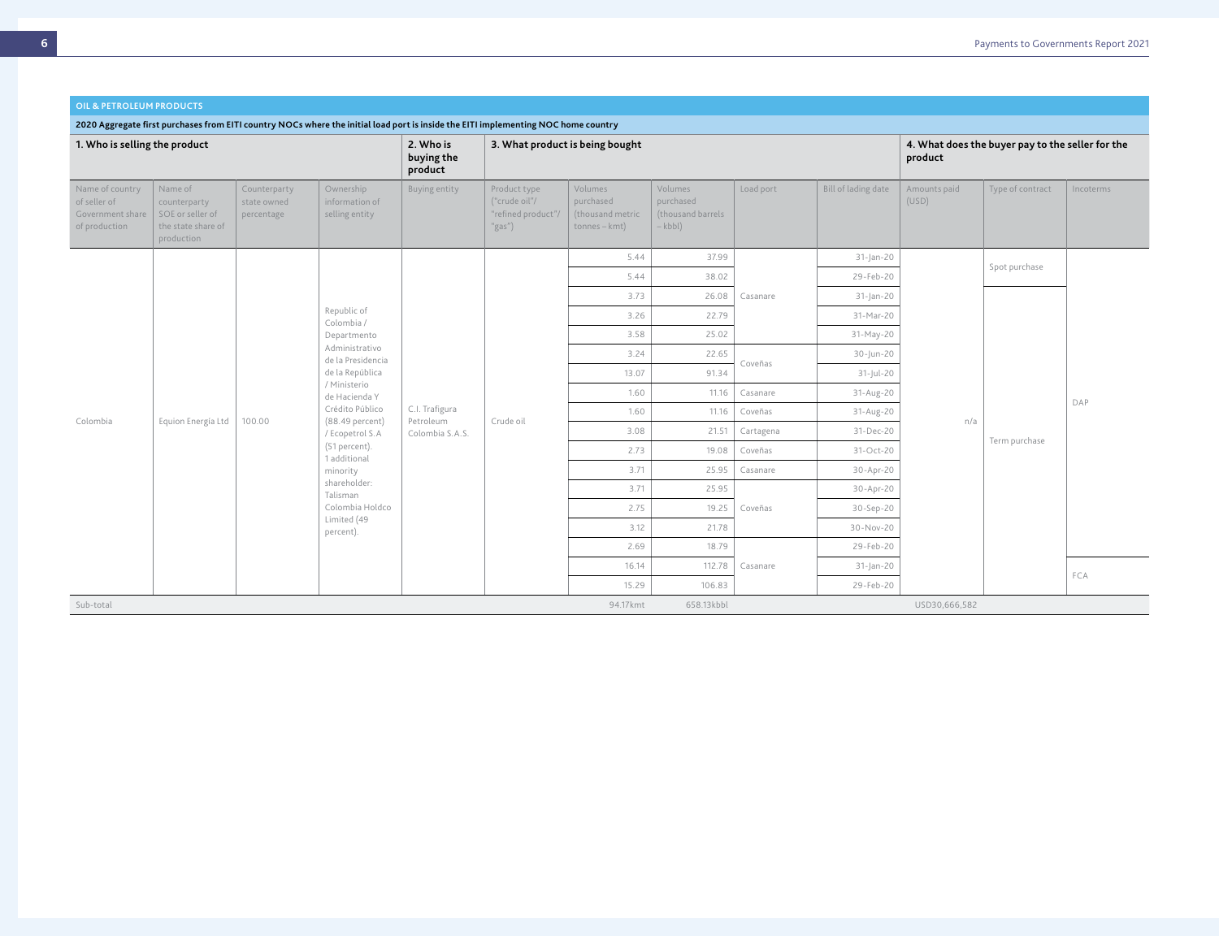## OIL & PETROLEUM PRODUCTS

**2020 Aggregate first purchases from EITI country NOCs where the initial load port is inside the EITI implementing NOC home country**

| 1. Who is selling the product | | | | 2. Who is buying the product | 3. What product is being bought | | | | | 4. What does the buyer pay to the seller for the product | | |
|---|---|---|---|---|---|---|---|---|---|---|---|---|
| Name of country of seller of Government share of production | Name of counterparty SOE or seller of the state share of production | Counterparty state owned percentage | Ownership information of selling entity | Buying entity | Product type ("crude oil"/ "refined product"/ "gas") | Volumes purchased (thousand metric tonnes – kmt) | Volumes purchased (thousand barrels – kbbl) | Load port | Bill of lading date | Amounts paid (USD) | Type of contract | Incoterms |
| Colombia | Equion Energía Ltd | 100.00 | Republic of Colombia / Departmento Administrativo de la Presidencia de la República / Ministerio de Hacienda Y Crédito Público (88.49 percent) / Ecopetrol S.A (51 percent). 1 additional minority shareholder: Talisman Colombia Holdco Limited (49 percent). | C.I. Trafigura Petroleum Colombia S.A.S. | Crude oil | 5.44 | 37.99 | Casanare | 31-Jan-20 | n/a | Spot purchase | DAP |
| | | | | | | 5.44 | 38.02 | Casanare | 29-Feb-20 | | Spot purchase | DAP |
| | | | | | | 3.73 | 26.08 | Casanare | 31-Jan-20 | | Term purchase | DAP |
| | | | | | | 3.26 | 22.79 | Casanare | 31-Mar-20 | | Term purchase | DAP |
| | | | | | | 3.58 | 25.02 | Casanare | 31-May-20 | | Term purchase | DAP |
| | | | | | | 3.24 | 22.65 | Coveñas | 30-Jun-20 | | Term purchase | DAP |
| | | | | | | 13.07 | 91.34 | Coveñas | 31-Jul-20 | | Term purchase | DAP |
| | | | | | | 1.60 | 11.16 | Casanare | 31-Aug-20 | | Term purchase | DAP |
| | | | | | | 1.60 | 11.16 | Coveñas | 31-Aug-20 | | Term purchase | DAP |
| | | | | | | 3.08 | 21.51 | Cartagena | 31-Dec-20 | | Term purchase | DAP |
| | | | | | | 2.73 | 19.08 | Coveñas | 31-Oct-20 | | Term purchase | DAP |
| | | | | | | 3.71 | 25.95 | Casanare | 30-Apr-20 | | Term purchase | DAP |
| | | | | | | 3.71 | 25.95 | Coveñas | 30-Apr-20 | | Term purchase | DAP |
| | | | | | | 2.75 | 19.25 | Coveñas | 30-Sep-20 | | Term purchase | DAP |
| | | | | | | 3.12 | 21.78 | Coveñas | 30-Nov-20 | | Term purchase | DAP |
| | | | | | | 2.69 | 18.79 | Casanare | 29-Feb-20 | | Term purchase | DAP |
| | | | | | | 16.14 | 112.78 | Casanare | 31-Jan-20 | | Term purchase | FCA |
| | | | | | | 15.29 | 106.83 | Casanare | 29-Feb-20 | | Term purchase | FCA |
| Sub-total | | | | | | 94.17kmt | 658.13kbbl | | | USD30,666,582 | | |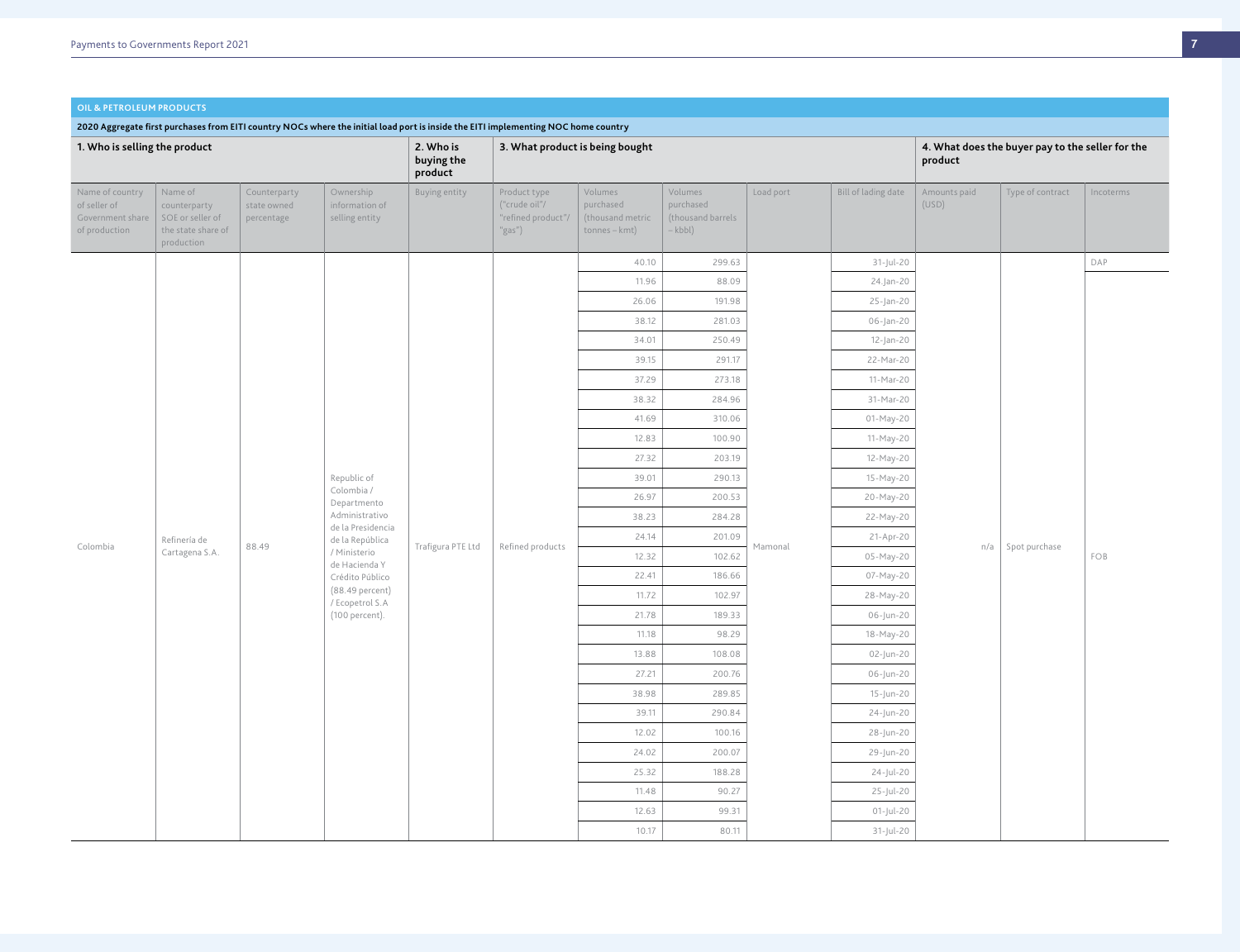## OIL & PETROLEUM PRODUCTS

**2020 Aggregate first purchases from EITI country NOCs where the initial load port is inside the EITI implementing NOC home country**

| 1. Who is selling the product | | | | 2. Who is buying the product | 3. What product is being bought | | | | | 4. What does the buyer pay to the seller for the product | | |
|---|---|---|---|---|---|---|---|---|---|---|---|---|
| Name of country of seller of Government share of production | Name of counterparty SOE or seller of the state share of production | Counterparty state owned percentage | Ownership information of selling entity | Buying entity | Product type ("crude oil"/ "refined product"/ "gas") | Volumes purchased (thousand metric tonnes – kmt) | Volumes purchased (thousand barrels – kbbl) | Load port | Bill of lading date | Amounts paid (USD) | Type of contract | Incoterms |
| Colombia | Refinería de Cartagena S.A. | 88.49 | Republic of Colombia / Departmento Administrativo de la Presidencia de la República / Ministerio de Hacienda Y Crédito Público (88.49 percent) / Ecopetrol S.A (100 percent). | Trafigura PTE Ltd | Refined products | 40.10 | 299.63 | Mamonal | 31-Jul-20 | n/a | Spot purchase | DAP |
| | | | | | | 11.96 | 88.09 | | 24 Jan-20 | | | FOB |
| | | | | | | 26.06 | 191.98 | | 25-Jan-20 | | | |
| | | | | | | 38.12 | 281.03 | | 06-Jan-20 | | | |
| | | | | | | 34.01 | 250.49 | | 12-Jan-20 | | | |
| | | | | | | 39.15 | 291.17 | | 22-Mar-20 | | | |
| | | | | | | 37.29 | 273.18 | | 11-Mar-20 | | | |
| | | | | | | 38.32 | 284.96 | | 31-Mar-20 | | | |
| | | | | | | 41.69 | 310.06 | | 01-May-20 | | | |
| | | | | | | 12.83 | 100.90 | | 11-May-20 | | | |
| | | | | | | 27.32 | 203.19 | | 12-May-20 | | | |
| | | | | | | 39.01 | 290.13 | | 15-May-20 | | | |
| | | | | | | 26.97 | 200.53 | | 20-May-20 | | | |
| | | | | | | 38.23 | 284.28 | | 22-May-20 | | | |
| | | | | | | 24.14 | 201.09 | | 21-Apr-20 | | | |
| | | | | | | 12.32 | 102.62 | | 05-May-20 | | | |
| | | | | | | 22.41 | 186.66 | | 07-May-20 | | | |
| | | | | | | 11.72 | 102.97 | | 28-May-20 | | | |
| | | | | | | 21.78 | 189.33 | | 06-Jun-20 | | | |
| | | | | | | 11.18 | 98.29 | | 18-May-20 | | | |
| | | | | | | 13.88 | 108.08 | | 02-Jun-20 | | | |
| | | | | | | 27.21 | 200.76 | | 06-Jun-20 | | | |
| | | | | | | 38.98 | 289.85 | | 15-Jun-20 | | | |
| | | | | | | 39.11 | 290.84 | | 24-Jun-20 | | | |
| | | | | | | 12.02 | 100.16 | | 28-Jun-20 | | | |
| | | | | | | 24.02 | 200.07 | | 29-Jun-20 | | | |
| | | | | | | 25.32 | 188.28 | | 24-Jul-20 | | | |
| | | | | | | 11.48 | 90.27 | | 25-Jul-20 | | | |
| | | | | | | 12.63 | 99.31 | | 01-Jul-20 | | | |
| | | | | | | 10.17 | 80.11 | | 31-Jul-20 | | | |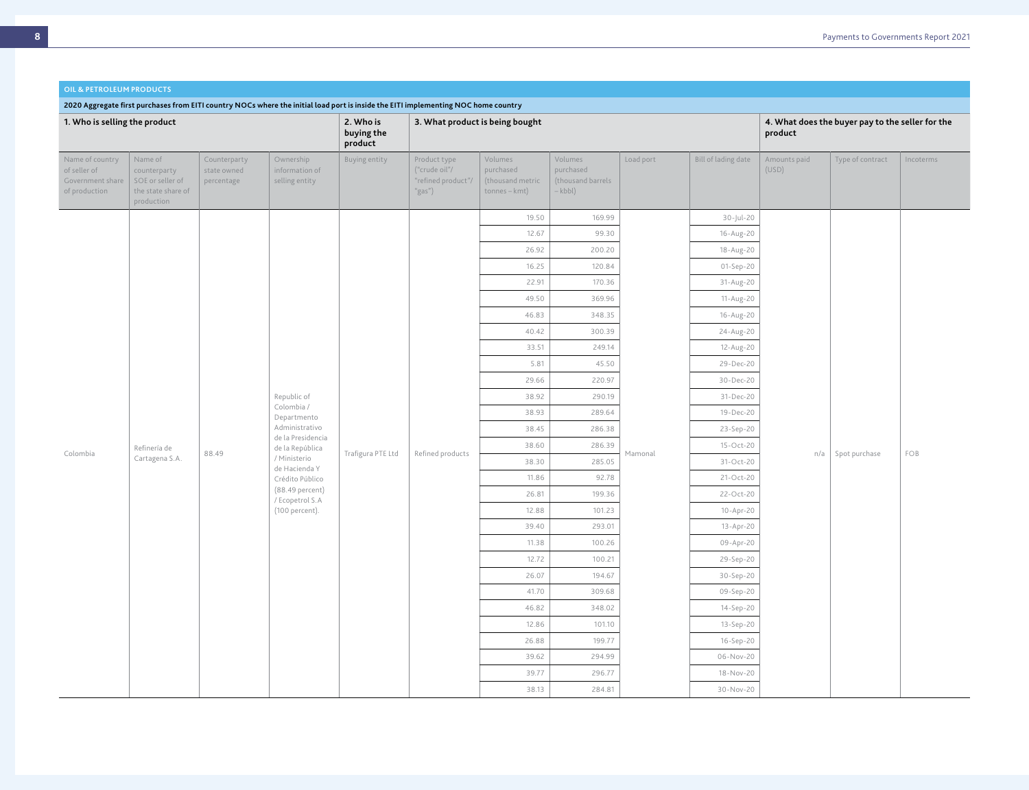## OIL & PETROLEUM PRODUCTS

**2020 Aggregate first purchases from EITI country NOCs where the initial load port is inside the EITI implementing NOC home country**

| 1. Who is selling the product | | | | 2. Who is buying the product | 3. What product is being bought | | | | | 4. What does the buyer pay to the seller for the product | | |
|---|---|---|---|---|---|---|---|---|---|---|---|---|
| Name of country of seller of Government share of production | Name of counterparty SOE or seller of the state share of production | Counterparty state owned percentage | Ownership information of selling entity | Buying entity | Product type ("crude oil"/ "refined product"/ "gas") | Volumes purchased (thousand metric tonnes – kmt) | Volumes purchased (thousand barrels – kbbl) | Load port | Bill of lading date | Amounts paid (USD) | Type of contract | Incoterms |
| Colombia | Refinería de Cartagena S.A. | 88.49 | Republic of Colombia / Departmento Administrativo de la Presidencia de la República / Ministerio de Hacienda Y Crédito Público (88.49 percent) / Ecopetrol S.A (100 percent). | Trafigura PTE Ltd | Refined products | 19.50 | 169.99 | Mamonal | 30-Jul-20 | n/a | Spot purchase | FOB |
| | | | | | | 12.67 | 99.30 | | 16-Aug-20 | | | |
| | | | | | | 26.92 | 200.20 | | 18-Aug-20 | | | |
| | | | | | | 16.25 | 120.84 | | 01-Sep-20 | | | |
| | | | | | | 22.91 | 170.36 | | 31-Aug-20 | | | |
| | | | | | | 49.50 | 369.96 | | 11-Aug-20 | | | |
| | | | | | | 46.83 | 348.35 | | 16-Aug-20 | | | |
| | | | | | | 40.42 | 300.39 | | 24-Aug-20 | | | |
| | | | | | | 33.51 | 249.14 | | 12-Aug-20 | | | |
| | | | | | | 5.81 | 45.50 | | 29-Dec-20 | | | |
| | | | | | | 29.66 | 220.97 | | 30-Dec-20 | | | |
| | | | | | | 38.92 | 290.19 | | 31-Dec-20 | | | |
| | | | | | | 38.93 | 289.64 | | 19-Dec-20 | | | |
| | | | | | | 38.45 | 286.38 | | 23-Sep-20 | | | |
| | | | | | | 38.60 | 286.39 | | 15-Oct-20 | | | |
| | | | | | | 38.30 | 285.05 | | 31-Oct-20 | | | |
| | | | | | | 11.86 | 92.78 | | 21-Oct-20 | | | |
| | | | | | | 26.81 | 199.36 | | 22-Oct-20 | | | |
| | | | | | | 12.88 | 101.23 | | 10-Apr-20 | | | |
| | | | | | | 39.40 | 293.01 | | 13-Apr-20 | | | |
| | | | | | | 11.38 | 100.26 | | 09-Apr-20 | | | |
| | | | | | | 12.72 | 100.21 | | 29-Sep-20 | | | |
| | | | | | | 26.07 | 194.67 | | 30-Sep-20 | | | |
| | | | | | | 41.70 | 309.68 | | 09-Sep-20 | | | |
| | | | | | | 46.82 | 348.02 | | 14-Sep-20 | | | |
| | | | | | | 12.86 | 101.10 | | 13-Sep-20 | | | |
| | | | | | | 26.88 | 199.77 | | 16-Sep-20 | | | |
| | | | | | | 39.62 | 294.99 | | 06-Nov-20 | | | |
| | | | | | | 39.77 | 296.77 | | 18-Nov-20 | | | |
| | | | | | | 38.13 | 284.81 | | 30-Nov-20 | | | |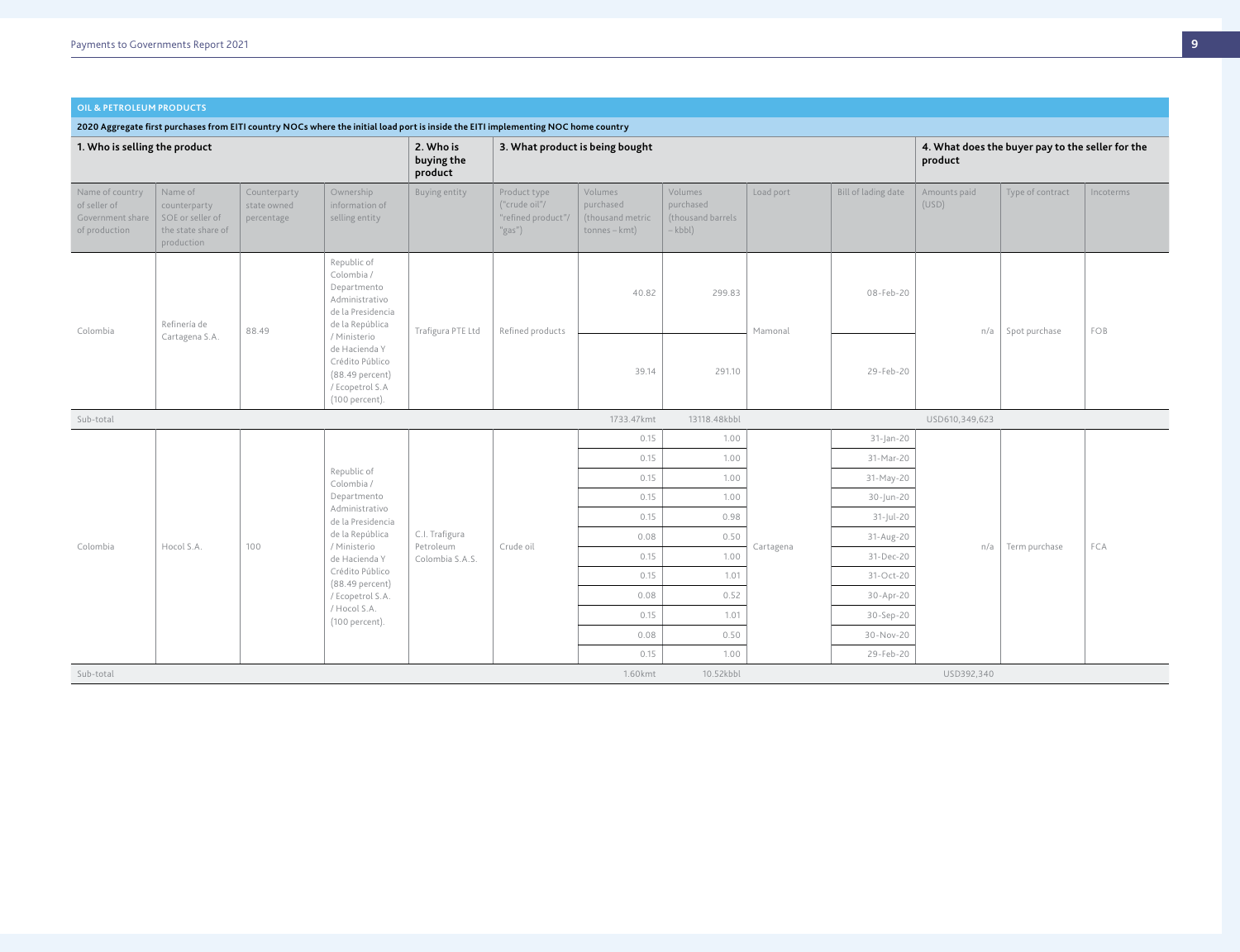## OIL & PETROLEUM PRODUCTS

**2020 Aggregate first purchases from EITI country NOCs where the initial load port is inside the EITI implementing NOC home country**

| 1. Who is selling the product | | | | 2. Who is buying the product | 3. What product is being bought | | | | | 4. What does the buyer pay to the seller for the product | | |
|---|---|---|---|---|---|---|---|---|---|---|---|---|
| Name of country of seller of Government share of production | Name of counterparty SOE or seller of the state share of production | Counterparty state owned percentage | Ownership information of selling entity | Buying entity | Product type ("crude oil"/ "refined product"/ "gas") | Volumes purchased (thousand metric tonnes – kmt) | Volumes purchased (thousand barrels – kbbl) | Load port | Bill of lading date | Amounts paid (USD) | Type of contract | Incoterms |
| Colombia | Refinería de Cartagena S.A. | 88.49 | Republic of Colombia / Departmento Administrativo de la Presidencia de la República / Ministerio de Hacienda Y Crédito Público (88.49 percent) / Ecopetrol S.A (100 percent). | Trafigura PTE Ltd | Refined products | 40.82 | 299.83 | Mamonal | 08-Feb-20 | n/a | Spot purchase | FOB |
| | | | | | | 39.14 | 291.10 | | 29-Feb-20 | | | |
| Sub-total | | | | | | 1733.47kmt | 13118.48kbbl | | | USD610,349,623 | | |
| Colombia | Hocol S.A. | 100 | Republic of Colombia / Departmento Administrativo de la Presidencia de la República / Ministerio de Hacienda Y Crédito Público (88.49 percent) / Ecopetrol S.A. / Hocol S.A. (100 percent). | C.I. Trafigura Petroleum Colombia S.A.S. | Crude oil | 0.15 | 1.00 | Cartagena | 31-Jan-20 | n/a | Term purchase | FCA |
| | | | | | | 0.15 | 1.00 | | 31-Mar-20 | | | |
| | | | | | | 0.15 | 1.00 | | 31-May-20 | | | |
| | | | | | | 0.15 | 1.00 | | 30-Jun-20 | | | |
| | | | | | | 0.15 | 0.98 | | 31-Jul-20 | | | |
| | | | | | | 0.08 | 0.50 | | 31-Aug-20 | | | |
| | | | | | | 0.15 | 1.00 | | 31-Dec-20 | | | |
| | | | | | | 0.15 | 1.01 | | 31-Oct-20 | | | |
| | | | | | | 0.08 | 0.52 | | 30-Apr-20 | | | |
| | | | | | | 0.15 | 1.01 | | 30-Sep-20 | | | |
| | | | | | | 0.08 | 0.50 | | 30-Nov-20 | | | |
| | | | | | | 0.15 | 1.00 | | 29-Feb-20 | | | |
| Sub-total | | | | | | 1.60kmt | 10.52kbbl | | | USD392,340 | | |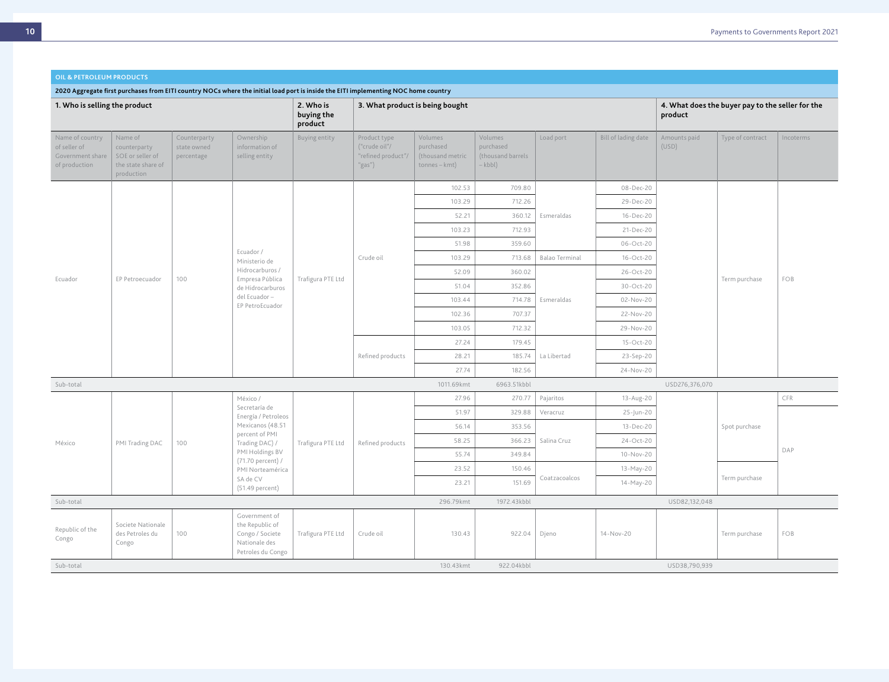## OIL & PETROLEUM PRODUCTS

**2020 Aggregate first purchases from EITI country NOCs where the initial load port is inside the EITI implementing NOC home country**

| 1. Who is selling the product | | | | 2. Who is buying the product | 3. What product is being bought | | | | | 4. What does the buyer pay to the seller for the product | | |
|---|---|---|---|---|---|---|---|---|---|---|---|---|
| Name of country of seller of Government share of production | Name of counterparty SOE or seller of the state share of production | Counterparty state owned percentage | Ownership information of selling entity | Buying entity | Product type ("crude oil"/ "refined product"/ "gas") | Volumes purchased (thousand metric tonnes – kmt) | Volumes purchased (thousand barrels – kbbl) | Load port | Bill of lading date | Amounts paid (USD) | Type of contract | Incoterms |
| Ecuador | EP Petroecuador | 100 | Ecuador / Ministerio de Hidrocarburos / Empresa Pública de Hidrocarburos del Ecuador – EP PetroEcuador | Trafigura PTE Ltd | Crude oil | 102.53 | 709.80 | Esmeraldas | 08-Dec-20 | | Term purchase | FOB |
| | | | | | | 103.29 | 712.26 | | 29-Dec-20 | | | |
| | | | | | | 52.21 | 360.12 | | 16-Dec-20 | | | |
| | | | | | | 103.23 | 712.93 | | 21-Dec-20 | | | |
| | | | | | | 51.98 | 359.60 | | 06-Oct-20 | | | |
| | | | | | | 103.29 | 713.68 | Balao Terminal | 16-Oct-20 | | | |
| | | | | | | 52.09 | 360.02 | Esmeraldas | 26-Oct-20 | | | |
| | | | | | | 51.04 | 352.86 | | 30-Oct-20 | | | |
| | | | | | | 103.44 | 714.78 | | 02-Nov-20 | | | |
| | | | | | | 102.36 | 707.37 | | 22-Nov-20 | | | |
| | | | | | | 103.05 | 712.32 | | 29-Nov-20 | | | |
| | | | | | Refined products | 27.24 | 179.45 | La Libertad | 15-Oct-20 | | | |
| | | | | | | 28.21 | 185.74 | | 23-Sep-20 | | | |
| | | | | | | 27.74 | 182.56 | | 24-Nov-20 | | | |
| Sub-total | | | | | | 1011.69kmt | 6963.51kbbl | | | USD276,376,070 | | |
| México | PMI Trading DAC | 100 | México / Secretaría de Energía / Petroleos Mexicanos (48.51 percent of PMI Trading DAC) / PMI Holdings BV (71.70 percent) / PMI Norteamérica SA de CV (51.49 percent) | Trafigura PTE Ltd | Refined products | 27.96 | 270.77 | Pajaritos | 13-Aug-20 | | Spot purchase | CFR |
| | | | | | | 51.97 | 329.88 | Veracruz | 25-Jun-20 | | | DAP |
| | | | | | | 56.14 | 353.56 | Salina Cruz | 13-Dec-20 | | | |
| | | | | | | 58.25 | 366.23 | | 24-Oct-20 | | | |
| | | | | | | 55.74 | 349.84 | | 10-Nov-20 | | | |
| | | | | | | 23.52 | 150.46 | Coatzacoalcos | 13-May-20 | | Term purchase | |
| | | | | | | 23.21 | 151.69 | | 14-May-20 | | | |
| Sub-total | | | | | | 296.79kmt | 1972.43kbbl | | | USD82,132,048 | | |
| Republic of the Congo | Societe Nationale des Petroles du Congo | 100 | Government of the Republic of Congo / Societe Nationale des Petroles du Congo | Trafigura PTE Ltd | Crude oil | 130.43 | 922.04 | Djeno | 14-Nov-20 | | Term purchase | FOB |
| Sub-total | | | | | | 130.43kmt | 922.04kbbl | | | USD38,790,939 | | |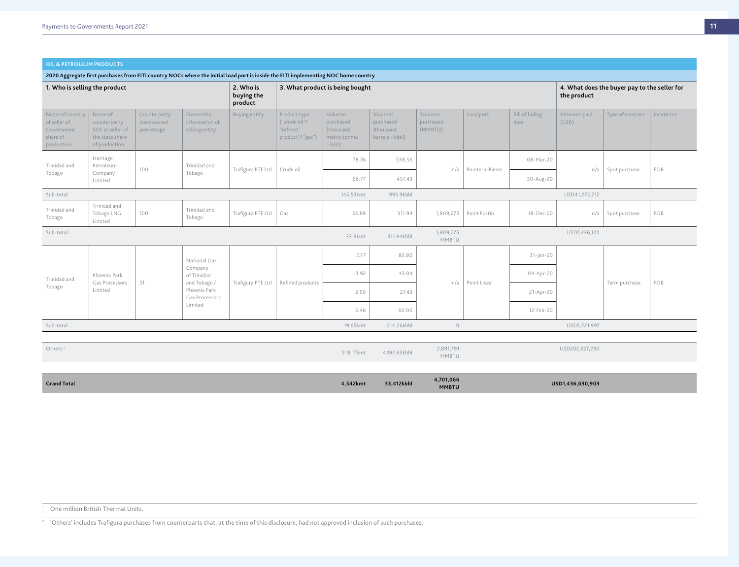**OIL & PETROLEUM PRODUCTS**

**2020 Aggregate first purchases from EITI country NOCs where the initial load port is inside the EITI implementing NOC home country**

| 1. Who is selling the product | | | | 2. Who is buying the product | 3. What product is being bought | | | | | | 4. What does the buyer pay to the seller for the product | | |
|---|---|---|---|---|---|---|---|---|---|---|---|---|---|
| Name of country of seller of Government share of production | Name of counterparty SOE or seller of the state share of production | Counterparty state owned percentage | Ownership information of selling entity | Buying entity | Product type ("crude oil"/ "refined product"/ "gas") | Volumes purchased (thousand metric tonnes – kmt) | Volumes purchased (thousand barrels – kbbl) | Volumes purchased (MMBTU)[1] | Load port | Bill of lading date | Amounts paid (USD) | Type of contract | Incoterms |
| Trinidad and Tobago | Heritage Petroleum Company Limited | 100 | Trinidad and Tobago | Trafigura PTE Ltd | Crude oil | 78.76 | 538.56 | n/a | Pointe-a-Pierre | 08-Mar-20 | n/a | Spot purchase | FOB |
| | | | | | | 66.77 | 457.43 | | | 30-Aug-20 | | | |
| Sub-total | | | | | | 145.53kmt | 995.9kbbl | | | | USD41,275,712 | | |
| Trinidad and Tobago | Trinidad and Tobago LNG Limited | 100 | Trinidad and Tobago | Trafigura PTE Ltd | Gas | 33.89 | 311.94 | 1,809,275 | Point Fortin | 18-Dec-20 | n/a | Spot purchase | FOB |
| Sub-total | | | | | | 33.8kmt | 311.94kbbl | 1,809,275 MMBTU | | | USD7,436,120 | | |
| Trinidad and Tobago | Phoenix Park Gas Processors Limited | 51 | National Gas Company of Trinidad and Tobago / Phoenix Park Gas Processors Limited | Trafigura PTE Ltd | Refined products | 7.77 | 83.80 | n/a | Point Lisas | 31-Jan-20 | | Term purchase | FOB |
| | | | | | | 3.92 | 43.04 | | | 04-Apr-20 | | | |
| | | | | | | 2.50 | 27.43 | | | 21-Apr-20 | | | |
| | | | | | | 5.46 | 60.00 | | | 12-Feb-20 | | | |
| Sub-total | | | | | | 19.65kmt | 214.26kbbl | 0 | | | USD5,721,997 | | |
| Others[2] | | | | | | 518.17kmt | 4492.63kbbl | 2,891,791 MMBTU | | | USD202,627,230 | | |
| **Grand Total** | | | | | | **4,542kmt** | **33,412kbbl** | **4,701,066 MMBTU** | | | **USD1,436,030,903** | | |

[1] One million British Thermal Units.

[2] 'Others' includes Trafigura purchases from counterparts that, at the time of this disclosure, had not approved inclusion of such purchases.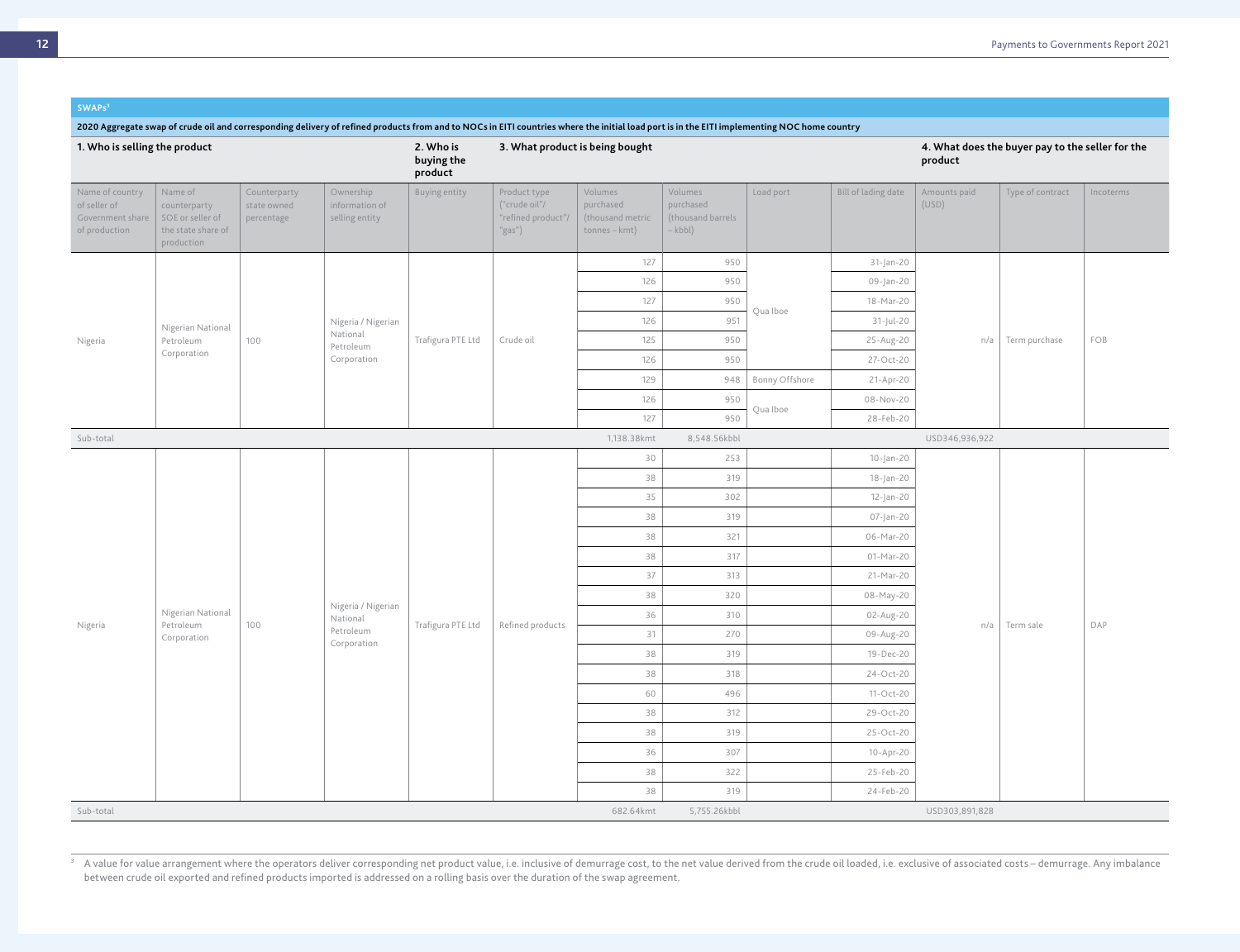## SWAPs[3]

**2020 Aggregate swap of crude oil and corresponding delivery of refined products from and to NOCs in EITI countries where the initial load port is in the EITI implementing NOC home country**

| 1. Who is selling the product | | | | 2. Who is buying the product | 3. What product is being bought | | | | | 4. What does the buyer pay to the seller for the product | | |
|---|---|---|---|---|---|---|---|---|---|---|---|---|
| Name of country of seller of Government share of production | Name of counterparty SOE or seller of the state share of production | Counterparty state owned percentage | Ownership information of selling entity | Buying entity | Product type ("crude oil"/ "refined product"/ "gas") | Volumes purchased (thousand metric tonnes – kmt) | Volumes purchased (thousand barrels – kbbl) | Load port | Bill of lading date | Amounts paid (USD) | Type of contract | Incoterms |
| Nigeria | Nigerian National Petroleum Corporation | 100 | Nigeria / Nigerian National Petroleum Corporation | Trafigura PTE Ltd | Crude oil | 127 | 950 | Qua Iboe | 31-Jan-20 | n/a | Term purchase | FOB |
| | | | | | | 126 | 950 | Qua Iboe | 09-Jan-20 | | | |
| | | | | | | 127 | 950 | Qua Iboe | 18-Mar-20 | | | |
| | | | | | | 126 | 951 | Qua Iboe | 31-Jul-20 | | | |
| | | | | | | 125 | 950 | Qua Iboe | 25-Aug-20 | | | |
| | | | | | | 126 | 950 | Qua Iboe | 27-Oct-20 | | | |
| | | | | | | 129 | 948 | Bonny Offshore | 21-Apr-20 | | | |
| | | | | | | 126 | 950 | Qua Iboe | 08-Nov-20 | | | |
| | | | | | | 127 | 950 | Qua Iboe | 28-Feb-20 | | | |
| Sub-total | | | | | | 1,138.38kmt | 8,548.56kbbl | | | USD346,936,922 | | |
| Nigeria | Nigerian National Petroleum Corporation | 100 | Nigeria / Nigerian National Petroleum Corporation | Trafigura PTE Ltd | Refined products | 30 | 253 | | 10-Jan-20 | n/a | Term sale | DAP |
| | | | | | | 38 | 319 | | 18-Jan-20 | | | |
| | | | | | | 35 | 302 | | 12-Jan-20 | | | |
| | | | | | | 38 | 319 | | 07-Jan-20 | | | |
| | | | | | | 38 | 321 | | 06-Mar-20 | | | |
| | | | | | | 38 | 317 | | 01-Mar-20 | | | |
| | | | | | | 37 | 313 | | 21-Mar-20 | | | |
| | | | | | | 38 | 320 | | 08-May-20 | | | |
| | | | | | | 36 | 310 | | 02-Aug-20 | | | |
| | | | | | | 31 | 270 | | 09-Aug-20 | | | |
| | | | | | | 38 | 319 | | 19-Dec-20 | | | |
| | | | | | | 38 | 318 | | 24-Oct-20 | | | |
| | | | | | | 60 | 496 | | 11-Oct-20 | | | |
| | | | | | | 38 | 312 | | 29-Oct-20 | | | |
| | | | | | | 38 | 319 | | 25-Oct-20 | | | |
| | | | | | | 36 | 307 | | 10-Apr-20 | | | |
| | | | | | | 38 | 322 | | 25-Feb-20 | | | |
| | | | | | | 38 | 319 | | 24-Feb-20 | | | |
| Sub-total | | | | | | 682.64kmt | 5,755.26kbbl | | | USD303,891,828 | | |

[3] A value for value arrangement where the operators deliver corresponding net product value, i.e. inclusive of demurrage cost, to the net value derived from the crude oil loaded, i.e. exclusive of associated costs – demurrage. Any imbalance between crude oil exported and refined products imported is addressed on a rolling basis over the duration of the swap agreement.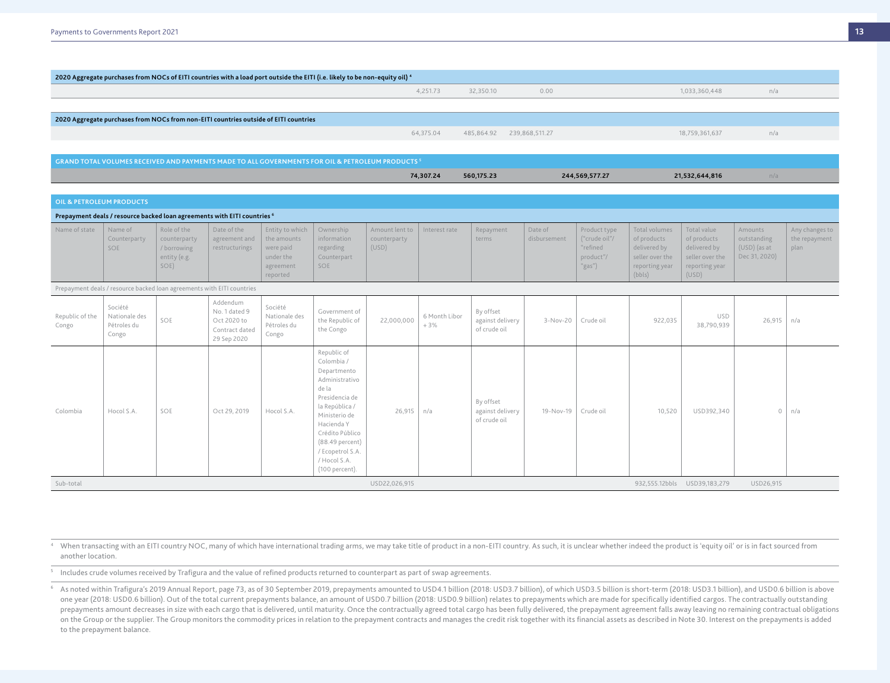| 2020 Aggregate purchases from NOCs of EITI countries with a load port outside the EITI (i.e. likely to be non-equity oil)[4] | | | | | | |
|---|---|---|---|---|---|---|
| | 4,251.73 | 32,350.10 | 0.00 | | 1,033,360,448 | n/a |

| 2020 Aggregate purchases from NOCs from non-EITI countries outside of EITI countries | | | | | | |
|---|---|---|---|---|---|---|
| | 64,375.04 | 485,864.92 | 239,868,511.27 | | 18,759,361,637 | n/a |

| GRAND TOTAL VOLUMES RECEIVED AND PAYMENTS MADE TO ALL GOVERNMENTS FOR OIL & PETROLEUM PRODUCTS[5] | | | | | | |
|---|---|---|---|---|---|---|
| | **74,307.24** | **560,175.23** | | **244,569,577.27** | **21,532,644,816** | n/a |

## OIL & PETROLEUM PRODUCTS

### Prepayment deals / resource backed loan agreements with EITI countries[6]

| Name of state | Name of Counterparty SOE | Role of the counterparty / borrowing entity (e.g. SOE) | Date of the agreement and restructurings | Entity to which the amounts were paid under the agreement reported | Ownership information regarding Counterpart SOE | Amount lent to counterparty (USD) | Interest rate | Repayment terms | Date of disbursement | Product type ("crude oil"/ "refined product"/ "gas") | Total volumes of products delivered by seller over the reporting year (bbls) | Total value of products delivered by seller over the reporting year (USD) | Amounts outstanding (USD) (as at Dec 31, 2020) | Any changes to the repayment plan |
|---|---|---|---|---|---|---|---|---|---|---|---|---|---|---|
| Prepayment deals / resource backed loan agreements with EITI countries | | | | | | | | | | | | | | |
| Republic of the Congo | Société Nationale des Pétroles du Congo | SOE | Addendum No. 1 dated 9 Oct 2020 to Contract dated 29 Sep 2020 | Société Nationale des Pétroles du Congo | Government of the Republic of the Congo | 22,000,000 | 6 Month Libor + 3% | By offset against delivery of crude oil | 3-Nov-20 | Crude oil | 922,035 | USD 38,790,939 | 26,915 | n/a |
| Colombia | Hocol S.A. | SOE | Oct 29, 2019 | Hocol S.A. | Republic of Colombia / Departmento Administrativo de la Presidencia de la República / Ministerio de Hacienda Y Crédito Público (88.49 percent) / Ecopetrol S.A. / Hocol S.A. (100 percent). | 26,915 | n/a | By offset against delivery of crude oil | 19-Nov-19 | Crude oil | 10,520 | USD392,340 | 0 | n/a |
| Sub-total | | | | | | USD22,026,915 | | | | | 932,555.12bbls | USD39,183,279 | USD26,915 | |

[4] When transacting with an EITI country NOC, many of which have international trading arms, we may take title of product in a non-EITI country. As such, it is unclear whether indeed the product is 'equity oil' or is in fact sourced from another location.

[5] Includes crude volumes received by Trafigura and the value of refined products returned to counterpart as part of swap agreements.

[6] As noted within Trafigura's 2019 Annual Report, page 73, as of 30 September 2019, prepayments amounted to USD4.1 billion (2018: USD3.7 billion), of which USD3.5 billion is short-term (2018: USD3.1 billion), and USD0.6 billion is above one year (2018: USD0.6 billion). Out of the total current prepayments balance, an amount of USD0.7 billion (2018: USD0.9 billion) relates to prepayments which are made for specifically identified cargos. The contractually outstanding prepayments amount decreases in size with each cargo that is delivered, until maturity. Once the contractually agreed total cargo has been fully delivered, the prepayment agreement falls away leaving no remaining contractual obligations on the Group or the supplier. The Group monitors the commodity prices in relation to the prepayment contracts and manages the credit risk together with its financial assets as described in Note 30. Interest on the prepayments is added to the prepayment balance.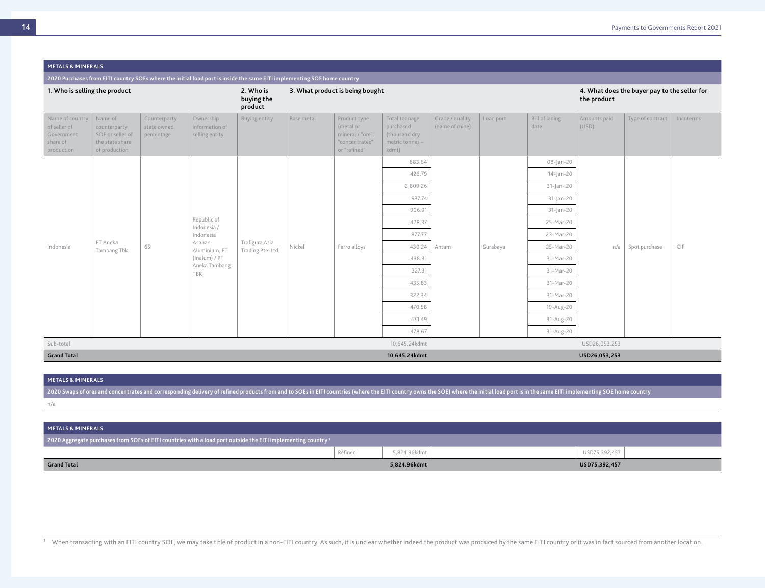## METALS & MINERALS

**2020 Purchases from EITI country SOEs where the initial load port is inside the same EITI implementing SOE home country**

| 1. Who is selling the product | | | | 2. Who is buying the product | 3. What product is being bought | | | | | | 4. What does the buyer pay to the seller for the product | | |
|---|---|---|---|---|---|---|---|---|---|---|---|---|---|
| Name of country of seller of Government share of production | Name of counterparty SOE or seller of the state share of production | Counterparty state owned percentage | Ownership information of selling entity | Buying entity | Base metal | Product type (metal or mineral / "ore", "concentrates" or "refined" | Total tonnage purchased (thousand dry metric tonnes – kdmt) | Grade / quality (name of mine) | Load port | Bill of lading date | Amounts paid (USD) | Type of contract | Incoterms |
| Indonesia | PT Aneka Tambang Tbk | 65 | Republic of Indonesia / Indonesia Asahan Aluminium, PT (Inalum) / PT Aneka Tambang TBK | Trafigura Asia Trading Pte. Ltd. | Nickel | Ferro alloys | 883.64 | Antam | Surabaya | 08-Jan-20 | n/a | Spot purchase | CIF |
| | | | | | | | 426.79 | | | 14-Jan-20 | | | |
| | | | | | | | 2,809.26 | | | 31-Jan-.20 | | | |
| | | | | | | | 937.74 | | | 31-Jan-20 | | | |
| | | | | | | | 906.91 | | | 31-Jan-20 | | | |
| | | | | | | | 428.37 | | | 25-Mar-20 | | | |
| | | | | | | | 877.77 | | | 23-Mar-20 | | | |
| | | | | | | | 430.24 | | | 25-Mar-20 | | | |
| | | | | | | | 438.31 | | | 31-Mar-20 | | | |
| | | | | | | | 327.31 | | | 31-Mar-20 | | | |
| | | | | | | | 435.83 | | | 31-Mar-20 | | | |
| | | | | | | | 322.34 | | | 31-Mar-20 | | | |
| | | | | | | | 470.58 | | | 19-Aug-20 | | | |
| | | | | | | | 471.49 | | | 31-Aug-20 | | | |
| | | | | | | | 478.67 | | | 31-Aug-20 | | | |
| Sub-total | | | | | | | 10,645.24kdmt | | | | USD26,053,253 | | |
| **Grand Total** | | | | | | | **10,645.24kdmt** | | | | **USD26,053,253** | | |

## METALS & MINERALS

**2020 Swaps of ores and concentrates and corresponding delivery of refined products from and to SOEs in EITI countries (where the EITI country owns the SOE) where the initial load port is in the same EITI implementing SOE home country**

n/a

## METALS & MINERALS

**2020 Aggregate purchases from SOEs of EITI countries with a load port outside the EITI implementing country [1]**

| | Product type | Total tonnage | Amounts paid |
|---|---|---|---|
| | Refined | 5,824.96kdmt | USD75,392,457 |
| **Grand Total** | | **5,824.96kdmt** | **USD75,392,457** |

[1] When transacting with an EITI country SOE, we may take title of product in a non-EITI country. As such, it is unclear whether indeed the product was produced by the same EITI country or it was in fact sourced from another location.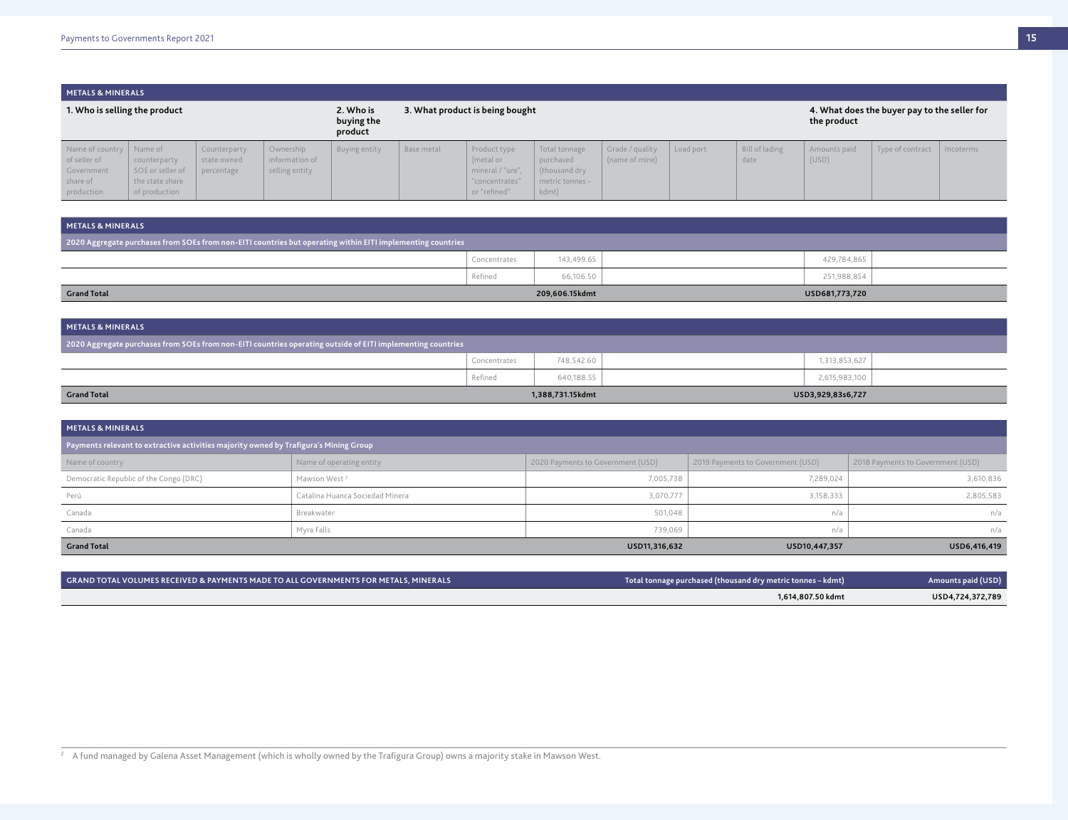## METALS & MINERALS

| 1. Who is selling the product | | | | 2. Who is buying the product | 3. What product is being bought | | | | | | 4. What does the buyer pay to the seller for the product | | |
|---|---|---|---|---|---|---|---|---|---|---|---|---|---|
| Name of country of seller of Government share of production | Name of counterparty SOE or seller of the state share of production | Counterparty state owned percentage | Ownership information of selling entity | Buying entity | Base metal | Product type (metal or mineral / "ore", "concentrates" or "refined" | Total tonnage purchased (thousand dry metric tonnes – kdmt) | Grade / quality (name of mine) | Load port | Bill of lading date | Amounts paid (USD) | Type of contract | Incoterms |

## METALS & MINERALS

**2020 Aggregate purchases from SOEs from non-EITI countries but operating within EITI implementing countries**

| | Product type | Total tonnage purchased | Amounts paid (USD) |
|---|---|---|---|
| | Concentrates | 143,499.65 | 429,784,865 |
| | Refined | 66,106.50 | 251,988,854 |
| **Grand Total** | | **209,606.15kdmt** | **USD681,773,720** |

## METALS & MINERALS

**2020 Aggregate purchases from SOEs from non-EITI countries operating outside of EITI implementing countries**

| | Product type | Total tonnage purchased | Amounts paid (USD) |
|---|---|---|---|
| | Concentrates | 748,542.60 | 1,313,853,627 |
| | Refined | 640,188.55 | 2,615,983,100 |
| **Grand Total** | | **1,388,731.15kdmt** | **USD3,929,83s6,727** |

## METALS & MINERALS

**Payments relevant to extractive activities majority owned by Trafigura's Mining Group**

| Name of country | Name of operating entity | 2020 Payments to Government (USD) | 2019 Payments to Government (USD) | 2018 Payments to Government (USD) |
|---|---|---|---|---|
| Democratic Republic of the Congo (DRC) | Mawson West [2] | 7,005,738 | 7,289,024 | 3,610,836 |
| Perú | Catalina Huanca Sociedad Minera | 3,070,777 | 3,158,333 | 2,805,583 |
| Canada | Breakwater | 501,048 | n/a | n/a |
| Canada | Myra Falls | 739,069 | n/a | n/a |
| **Grand Total** | | **USD11,316,632** | **USD10,447,357** | **USD6,416,419** |

| GRAND TOTAL VOLUMES RECEIVED & PAYMENTS MADE TO ALL GOVERNMENTS FOR METALS, MINERALS | Total tonnage purchased (thousand dry metric tonnes – kdmt) | Amounts paid (USD) |
|---|---|---|
| | **1,614,807.50 kdmt** | **USD4,724,372,789** |

[2] A fund managed by Galena Asset Management (which is wholly owned by the Trafigura Group) owns a majority stake in Mawson West.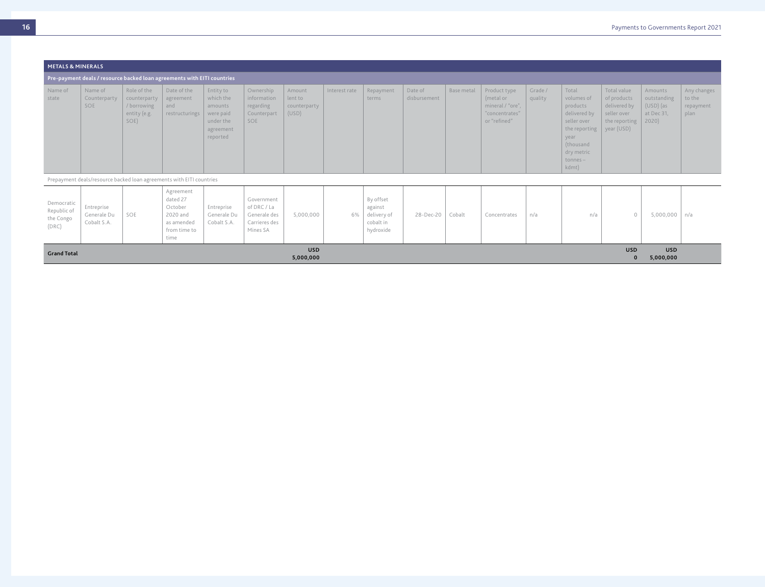## METALS & MINERALS

### Pre-payment deals / resource backed loan agreements with EITI countries

| Name of state | Name of Counterparty SOE | Role of the counterparty / borrowing entity (e.g. SOE) | Date of the agreement and restructurings | Entity to which the amounts were paid under the agreement reported | Ownership information regarding Counterpart SOE | Amount lent to counterparty (USD) | Interest rate | Repayment terms | Date of disbursement | Base metal | Product type (metal or mineral / "ore", "concentrates" or "refined" | Grade / quality | Total volumes of products delivered by seller over the reporting year (thousand dry metric tonnes – kdmt) | Total value of products delivered by seller over the reporting year (USD) | Amounts outstanding (USD) (as at Dec 31, 2020) | Any changes to the repayment plan |
|---|---|---|---|---|---|---|---|---|---|---|---|---|---|---|---|---|
| Prepayment deals/resource backed loan agreements with EITI countries | | | | | | | | | | | | | | | | |
| Democratic Republic of the Congo (DRC) | Entreprise Generale Du Cobalt S.A. | SOE | Agreement dated 27 October 2020 and as amended from time to time | Entreprise Generale Du Cobalt S.A. | Government of DRC / La Generale des Carrieres des Mines SA | 5,000,000 | 6% | By offset against delivery of cobalt in hydroxide | 28-Dec-20 | Cobalt | Concentrates | n/a | n/a | 0 | 5,000,000 | n/a |
| **Grand Total** | | | | | | **USD 5,000,000** | | | | | | | | **USD 0** | **USD 5,000,000** | |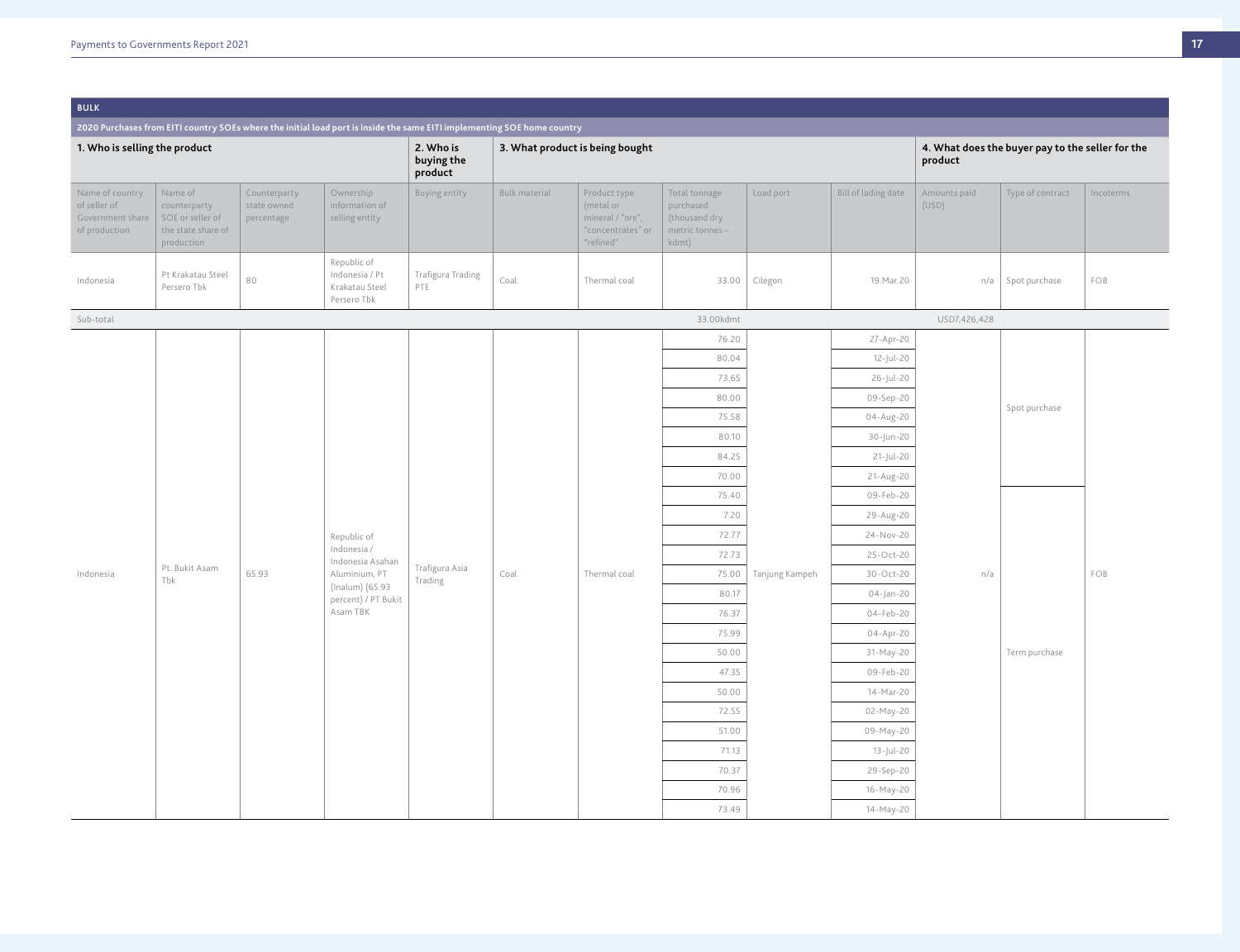| BULK | | | | | | | | | | | | |
|---|---|---|---|---|---|---|---|---|---|---|---|---|
| 2020 Purchases from EITI country SOEs where the initial load port is inside the same EITI implementing SOE home country | | | | | | | | | | | | |
| **1. Who is selling the product** | | | | **2. Who is buying the product** | **3. What product is being bought** | | | | | **4. What does the buyer pay to the seller for the product** | | |
| Name of country of seller of Government share of production | Name of counterparty SOE or seller of the state share of production | Counterparty state owned percentage | Ownership information of selling entity | Buying entity | Bulk material | Product type (metal or mineral / "ore", "concentrates" or "refined" | Total tonnage purchased (thousand dry metric tonnes – kdmt) | Load port | Bill of lading date | Amounts paid (USD) | Type of contract | Incoterms |
| Indonesia | Pt Krakatau Steel Persero Tbk | 80 | Republic of Indonesia / Pt Krakatau Steel Persero Tbk | Trafigura Trading PTE | Coal | Thermal coal | 33.00 | Cilegon | 19.Mar.20 | n/a | Spot purchase | FOB |
| Sub-total | | | | | | | 33.00kdmt | | | USD7,426,428 | | |
| Indonesia | Pt. Bukit Asam Tbk | 65.93 | Republic of Indonesia / Indonesia Asahan Aluminium, PT (Inalum) (65.93 percent) / PT Bukit Asam TBK | Trafigura Asia Trading | Coal | Thermal coal | 76.20 | Tanjung Kampeh | 27-Apr-20 | n/a | Spot purchase | FOB |
| | | | | | | | 80.04 | | 12-Jul-20 | | | |
| | | | | | | | 73.65 | | 26-Jul-20 | | | |
| | | | | | | | 80.00 | | 09-Sep-20 | | | |
| | | | | | | | 75.58 | | 04-Aug-20 | | | |
| | | | | | | | 80.10 | | 30-Jun-20 | | | |
| | | | | | | | 84.25 | | 21-Jul-20 | | | |
| | | | | | | | 70.00 | | 21-Aug-20 | | | |
| | | | | | | | 75.40 | | 09-Feb-20 | | Term purchase | |
| | | | | | | | 7.20 | | 29-Aug-20 | | | |
| | | | | | | | 72.77 | | 24-Nov-20 | | | |
| | | | | | | | 72.73 | | 25-Oct-20 | | | |
| | | | | | | | 75.00 | | 30-Oct-20 | | | |
| | | | | | | | 80.17 | | 04-Jan-20 | | | |
| | | | | | | | 76.37 | | 04-Feb-20 | | | |
| | | | | | | | 75.99 | | 04-Apr-20 | | | |
| | | | | | | | 50.00 | | 31-May-20 | | | |
| | | | | | | | 47.35 | | 09-Feb-20 | | | |
| | | | | | | | 50.00 | | 14-Mar-20 | | | |
| | | | | | | | 72.55 | | 02-May-20 | | | |
| | | | | | | | 51.00 | | 09-May-20 | | | |
| | | | | | | | 71.13 | | 13-Jul-20 | | | |
| | | | | | | | 70.37 | | 29-Sep-20 | | | |
| | | | | | | | 70.96 | | 16-May-20 | | | |
| | | | | | | | 73.49 | | 14-May-20 | | | |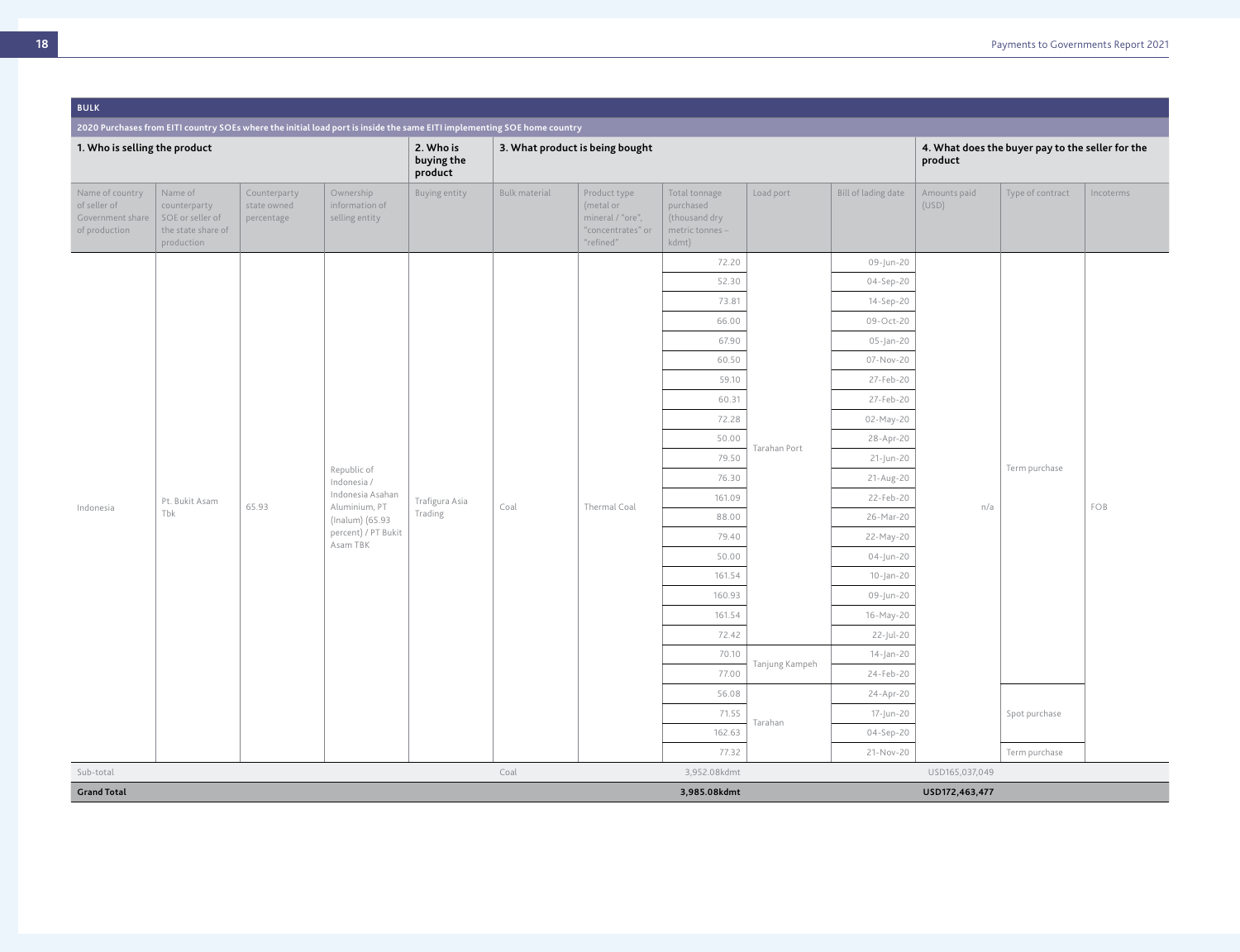| BULK | | | | | | | | | | | | |
|---|---|---|---|---|---|---|---|---|---|---|---|---|
| 2020 Purchases from EITI country SOEs where the initial load port is inside the same EITI implementing SOE home country | | | | | | | | | | | | |
| **1. Who is selling the product** | | | | **2. Who is buying the product** | **3. What product is being bought** | | | | | **4. What does the buyer pay to the seller for the product** | | |
| Name of country of seller of Government share of production | Name of counterparty SOE or seller of the state share of production | Counterparty state owned percentage | Ownership information of selling entity | Buying entity | Bulk material | Product type (metal or mineral / "ore", "concentrates" or "refined" | Total tonnage purchased (thousand dry metric tonnes – kdmt) | Load port | Bill of lading date | Amounts paid (USD) | Type of contract | Incoterms |
| Indonesia | Pt. Bukit Asam Tbk | 65.93 | Republic of Indonesia / Indonesia Asahan Aluminium, PT (Inalum) (65.93 percent) / PT Bukit Asam TBK | Trafigura Asia Trading | Coal | Thermal Coal | 72.20 | Tarahan Port | 09-Jun-20 | n/a | Term purchase | FOB |
| | | | | | | | 52.30 | | 04-Sep-20 | | | |
| | | | | | | | 73.81 | | 14-Sep-20 | | | |
| | | | | | | | 66.00 | | 09-Oct-20 | | | |
| | | | | | | | 67.90 | | 05-Jan-20 | | | |
| | | | | | | | 60.50 | | 07-Nov-20 | | | |
| | | | | | | | 59.10 | | 27-Feb-20 | | | |
| | | | | | | | 60.31 | | 27-Feb-20 | | | |
| | | | | | | | 72.28 | | 02-May-20 | | | |
| | | | | | | | 50.00 | | 28-Apr-20 | | | |
| | | | | | | | 79.50 | | 21-Jun-20 | | | |
| | | | | | | | 76.30 | | 21-Aug-20 | | | |
| | | | | | | | 161.09 | | 22-Feb-20 | | | |
| | | | | | | | 88.00 | | 26-Mar-20 | | | |
| | | | | | | | 79.40 | | 22-May-20 | | | |
| | | | | | | | 50.00 | | 04-Jun-20 | | | |
| | | | | | | | 161.54 | | 10-Jan-20 | | | |
| | | | | | | | 160.93 | | 09-Jun-20 | | | |
| | | | | | | | 161.54 | | 16-May-20 | | | |
| | | | | | | | 72.42 | | 22-Jul-20 | | | |
| | | | | | | | 70.10 | Tanjung Kampeh | 14-Jan-20 | | | |
| | | | | | | | 77.00 | | 24-Feb-20 | | | |
| | | | | | | | 56.08 | Tarahan | 24-Apr-20 | | Spot purchase | |
| | | | | | | | 71.55 | | 17-Jun-20 | | | |
| | | | | | | | 162.63 | | 04-Sep-20 | | | |
| | | | | | | | 77.32 | | 21-Nov-20 | | Term purchase | |
| Sub-total | | | | | Coal | | 3,952.08kdmt | | | USD165,037,049 | | |
| **Grand Total** | | | | | | | **3,985.08kdmt** | | | **USD172,463,477** | | |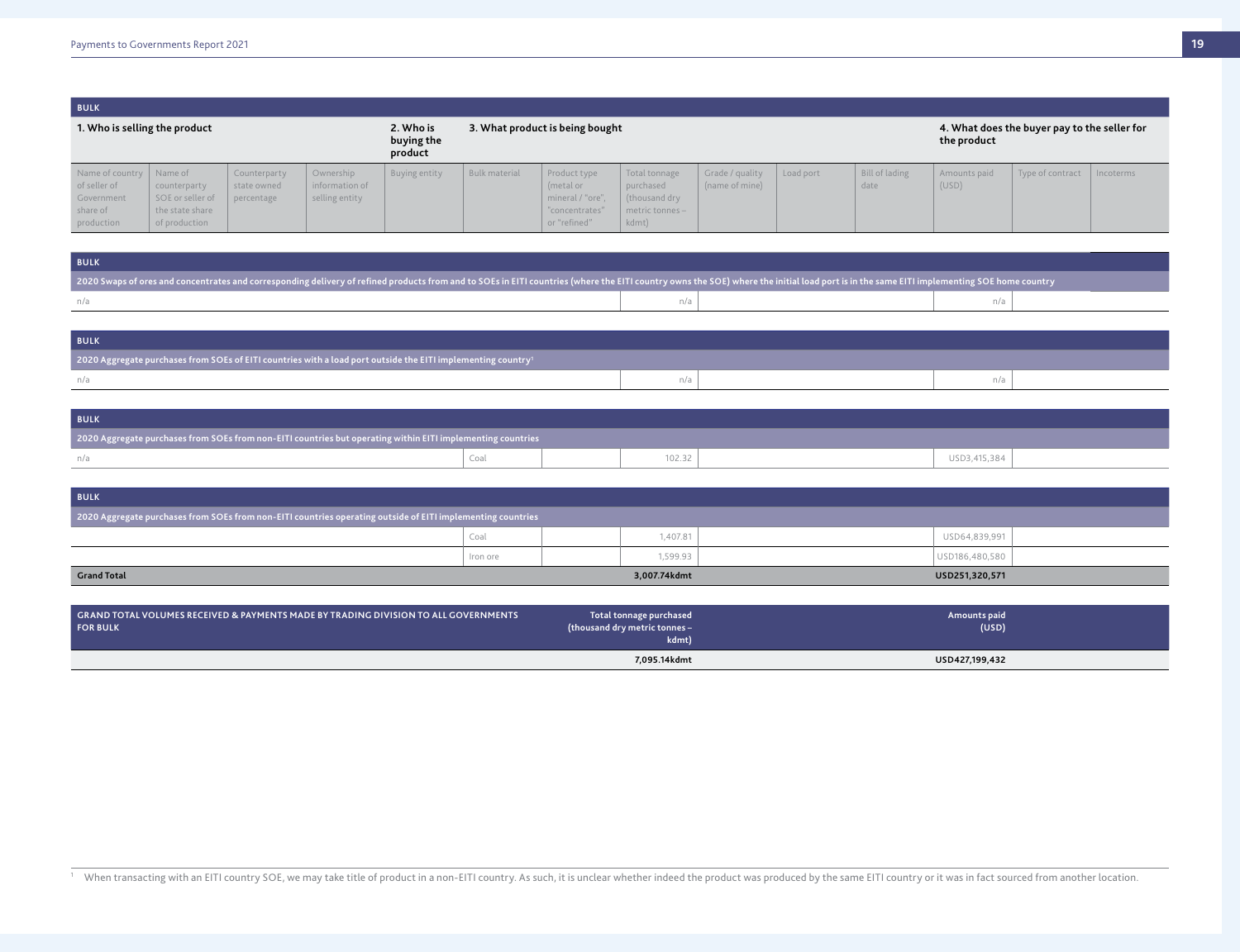| BULK | | | | | | | | | | | | | |
|---|---|---|---|---|---|---|---|---|---|---|---|---|---|
| 1. Who is selling the product | | | | 2. Who is buying the product | 3. What product is being bought | | | | | | 4. What does the buyer pay to the seller for the product | | |
| Name of country of seller of Government share of production | Name of counterparty SOE or seller of the state share of production | Counterparty state owned percentage | Ownership information of selling entity | Buying entity | Bulk material | Product type (metal or mineral / "ore", "concentrates" or "refined" | Total tonnage purchased (thousand dry metric tonnes – kdmt) | Grade / quality (name of mine) | Load port | Bill of lading date | Amounts paid (USD) | Type of contract | Incoterms |

| BULK | | | |
|---|---|---|---|
| 2020 Swaps of ores and concentrates and corresponding delivery of refined products from and to SOEs in EITI countries (where the EITI country owns the SOE) where the initial load port is in the same EITI implementing SOE home country | | | |
| n/a | n/a | | n/a |

| BULK | | | |
|---|---|---|---|
| 2020 Aggregate purchases from SOEs of EITI countries with a load port outside the EITI implementing country[1] | | | |
| n/a | n/a | | n/a |

| BULK | | | | | |
|---|---|---|---|---|---|
| 2020 Aggregate purchases from SOEs from non-EITI countries but operating within EITI implementing countries | | | | | |
| n/a | Coal | | 102.32 | | USD3,415,384 |

| BULK | | | | | |
|---|---|---|---|---|---|
| 2020 Aggregate purchases from SOEs from non-EITI countries operating outside of EITI implementing countries | | | | | |
| | Coal | | 1,407.81 | | USD64,839,991 |
| | Iron ore | | 1,599.93 | | USD186,480,580 |
| **Grand Total** | | | **3,007.74kdmt** | | **USD251,320,571** |

| GRAND TOTAL VOLUMES RECEIVED & PAYMENTS MADE BY TRADING DIVISION TO ALL GOVERNMENTS FOR BULK | Total tonnage purchased (thousand dry metric tonnes – kdmt) | Amounts paid (USD) |
|---|---|---|
| | **7,095.14kdmt** | **USD427,199,432** |

[1] When transacting with an EITI country SOE, we may take title of product in a non-EITI country. As such, it is unclear whether indeed the product was produced by the same EITI country or it was in fact sourced from another location.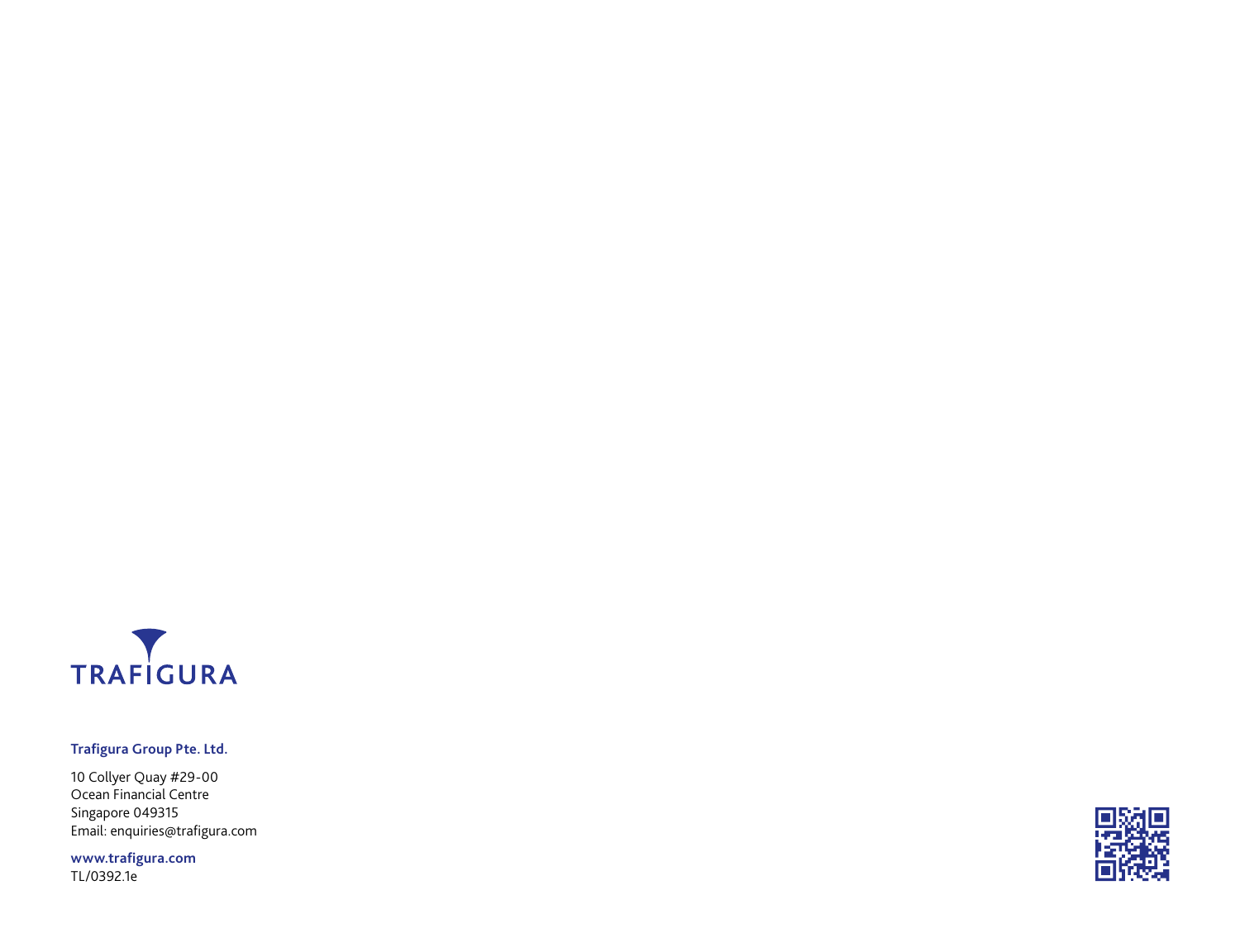TRAFIGURA

**Trafigura Group Pte. Ltd.**

10 Collyer Quay #29-00
Ocean Financial Centre
Singapore 049315
Email: enquiries@trafigura.com

**www.trafigura.com**
TL/0392.1e